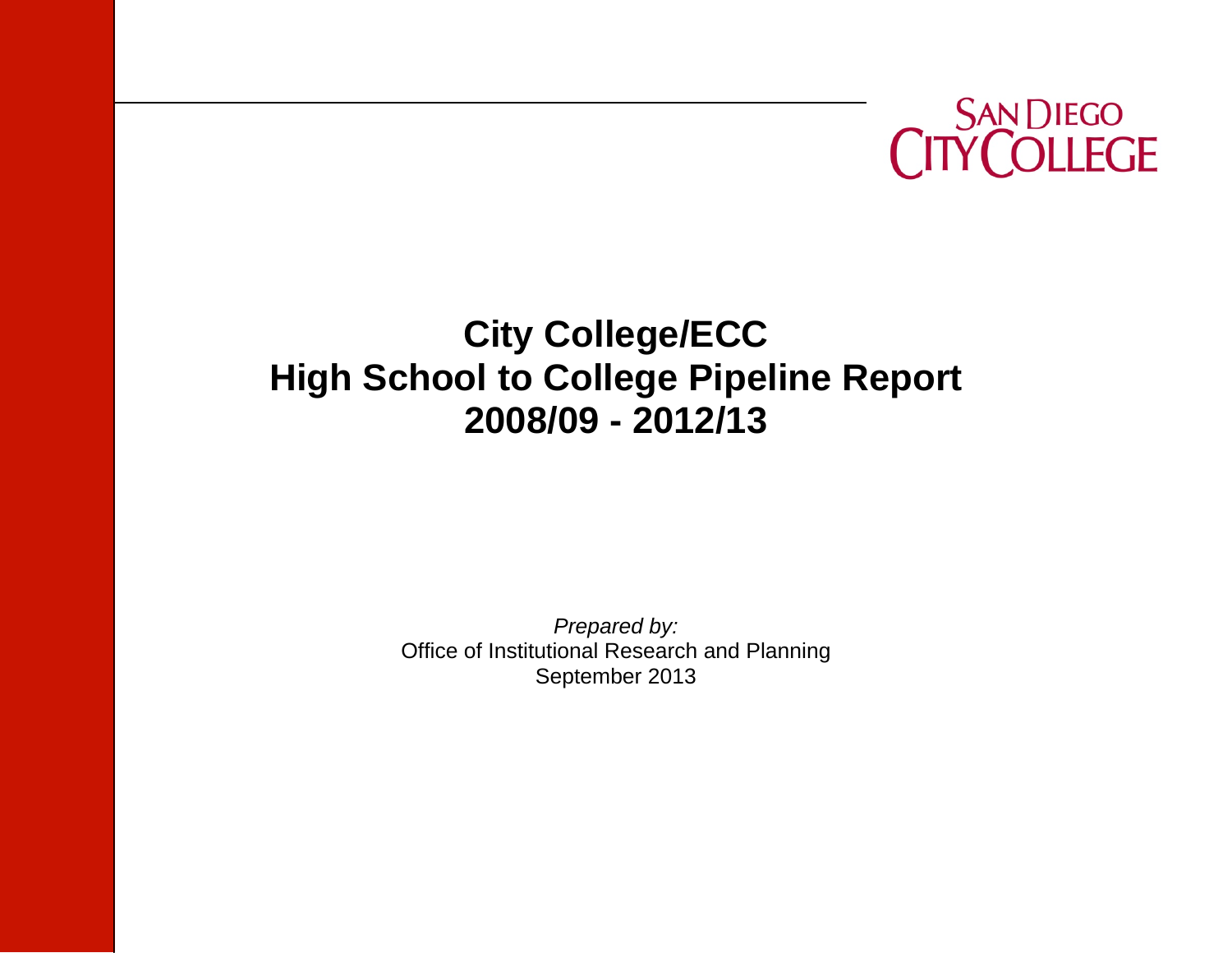SAN DIEGO CITY COLLEGE

# City College/ECC
# High School to College Pipeline Report
# 2008/09 - 2012/13

*Prepared by:*
Office of Institutional Research and Planning
September 2013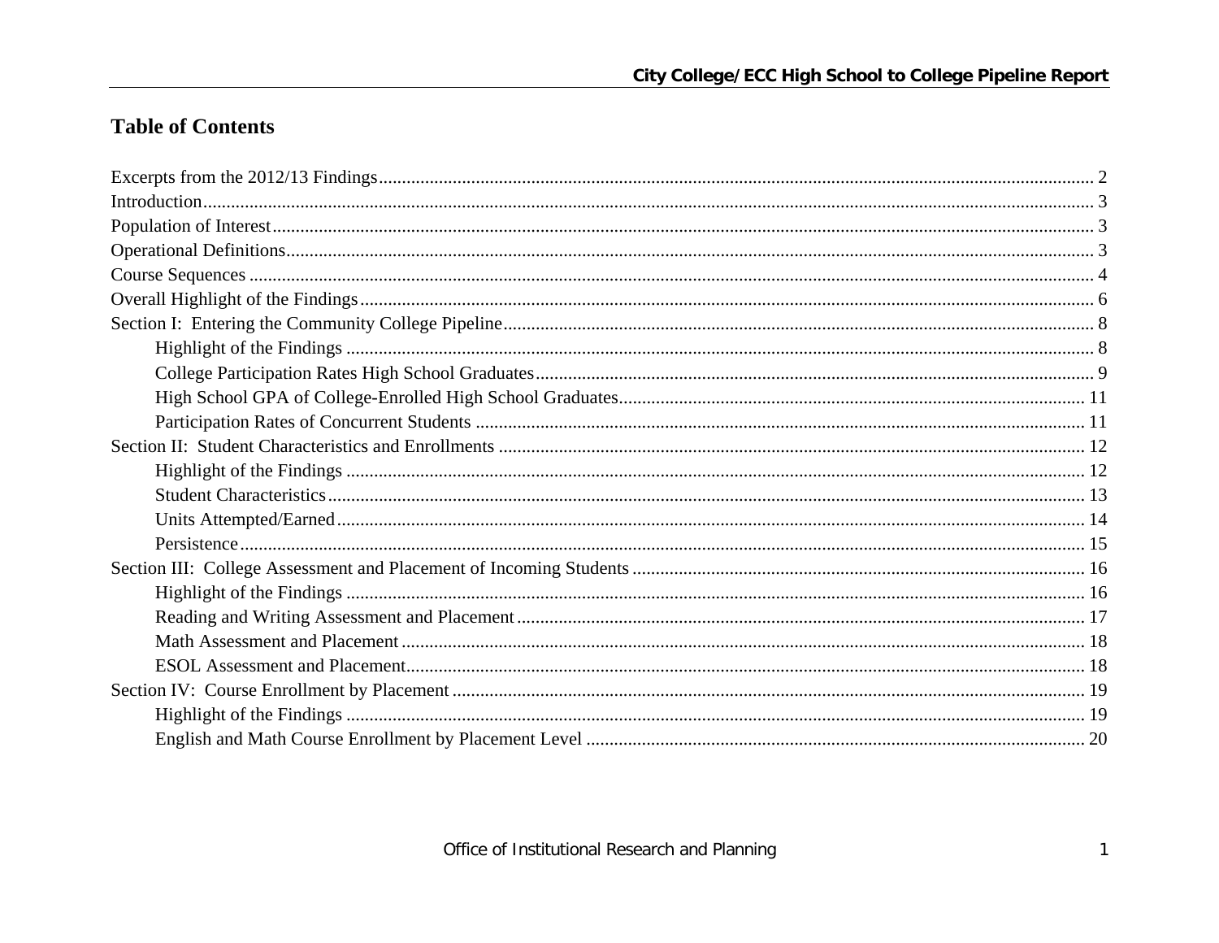# Table of Contents

Excerpts from the 2012/13 Findings ........ 2
Introduction ........ 3
Population of Interest ........ 3
Operational Definitions ........ 3
Course Sequences ........ 4
Overall Highlight of the Findings ........ 6
Section I: Entering the Community College Pipeline ........ 8
- Highlight of the Findings ........ 8
- College Participation Rates High School Graduates ........ 9
- High School GPA of College-Enrolled High School Graduates ........ 11
- Participation Rates of Concurrent Students ........ 11

Section II: Student Characteristics and Enrollments ........ 12
- Highlight of the Findings ........ 12
- Student Characteristics ........ 13
- Units Attempted/Earned ........ 14
- Persistence ........ 15

Section III: College Assessment and Placement of Incoming Students ........ 16
- Highlight of the Findings ........ 16
- Reading and Writing Assessment and Placement ........ 17
- Math Assessment and Placement ........ 18
- ESOL Assessment and Placement ........ 18

Section IV: Course Enrollment by Placement ........ 19
- Highlight of the Findings ........ 19
- English and Math Course Enrollment by Placement Level ........ 20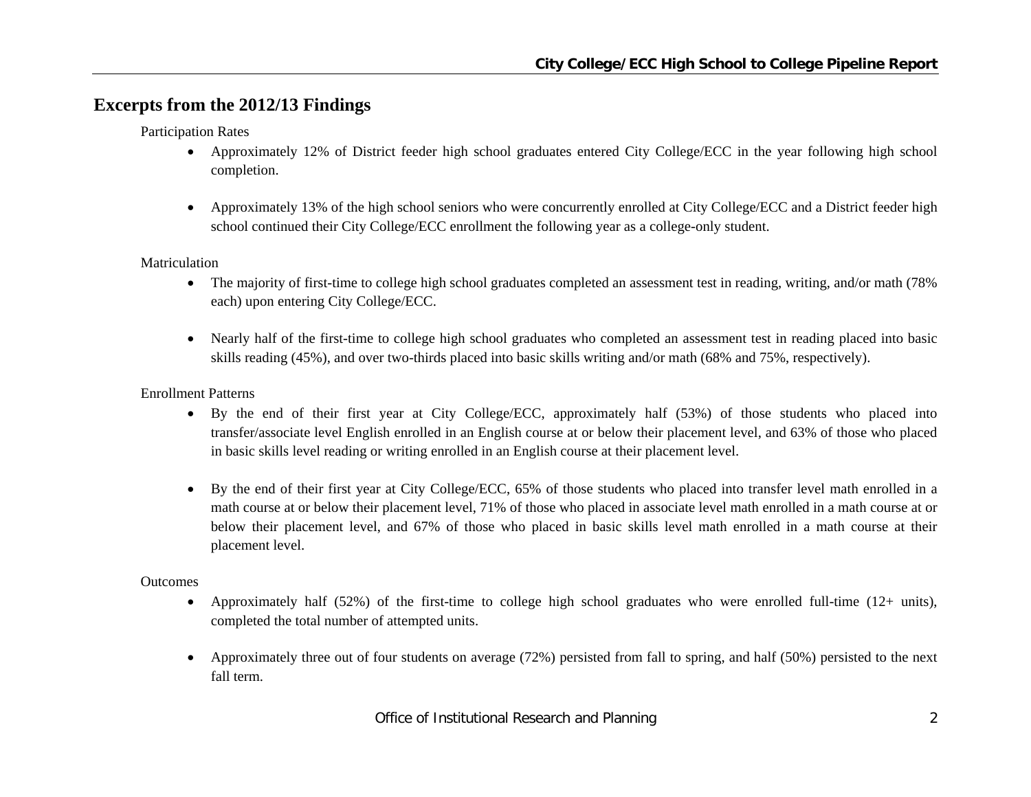## Excerpts from the 2012/13 Findings

Participation Rates

- Approximately 12% of District feeder high school graduates entered City College/ECC in the year following high school completion.
- Approximately 13% of the high school seniors who were concurrently enrolled at City College/ECC and a District feeder high school continued their City College/ECC enrollment the following year as a college-only student.

Matriculation

- The majority of first-time to college high school graduates completed an assessment test in reading, writing, and/or math (78% each) upon entering City College/ECC.
- Nearly half of the first-time to college high school graduates who completed an assessment test in reading placed into basic skills reading (45%), and over two-thirds placed into basic skills writing and/or math (68% and 75%, respectively).

Enrollment Patterns

- By the end of their first year at City College/ECC, approximately half (53%) of those students who placed into transfer/associate level English enrolled in an English course at or below their placement level, and 63% of those who placed in basic skills level reading or writing enrolled in an English course at their placement level.
- By the end of their first year at City College/ECC, 65% of those students who placed into transfer level math enrolled in a math course at or below their placement level, 71% of those who placed in associate level math enrolled in a math course at or below their placement level, and 67% of those who placed in basic skills level math enrolled in a math course at their placement level.

Outcomes

- Approximately half (52%) of the first-time to college high school graduates who were enrolled full-time (12+ units), completed the total number of attempted units.
- Approximately three out of four students on average (72%) persisted from fall to spring, and half (50%) persisted to the next fall term.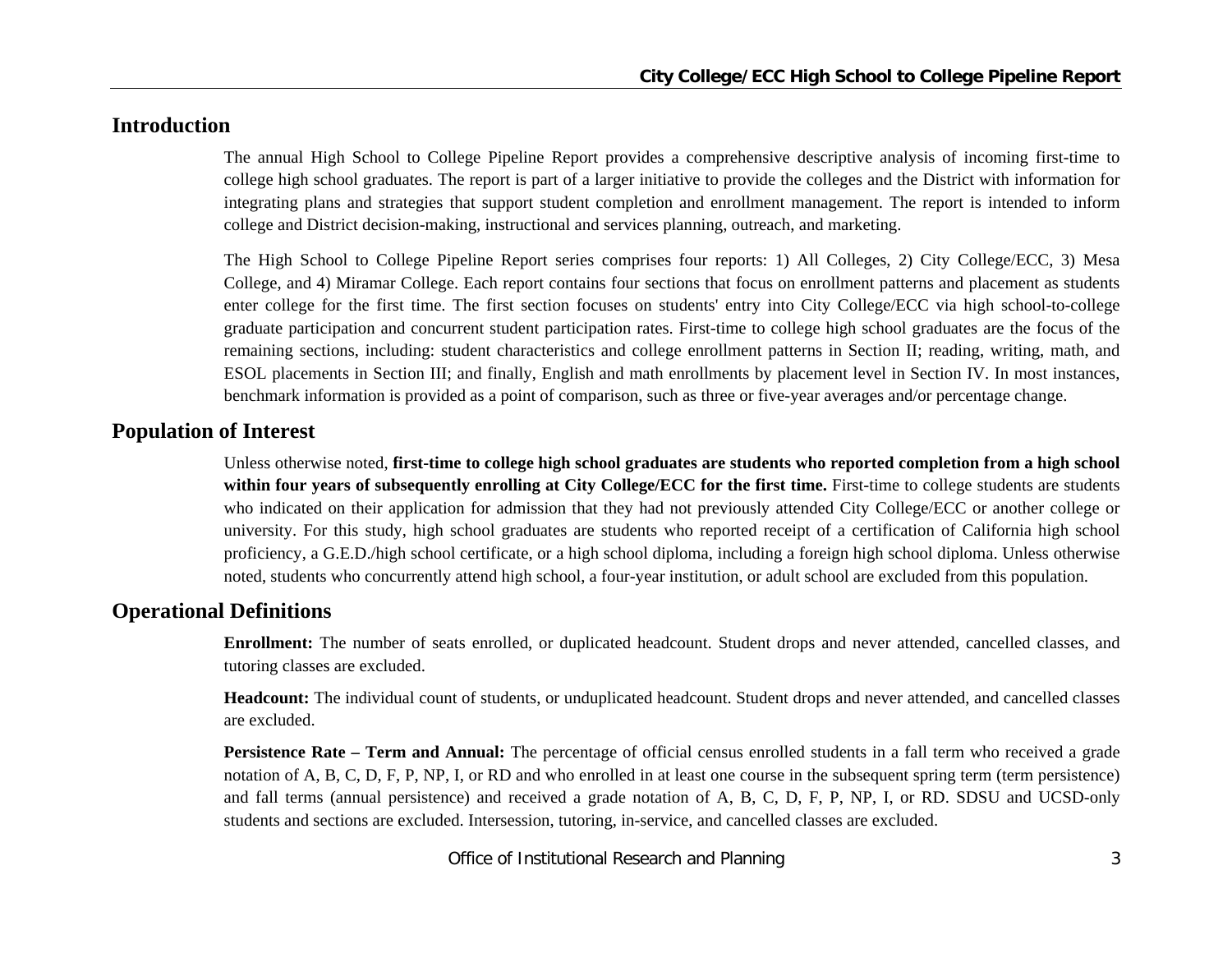## Introduction

The annual High School to College Pipeline Report provides a comprehensive descriptive analysis of incoming first-time to college high school graduates. The report is part of a larger initiative to provide the colleges and the District with information for integrating plans and strategies that support student completion and enrollment management. The report is intended to inform college and District decision-making, instructional and services planning, outreach, and marketing.

The High School to College Pipeline Report series comprises four reports: 1) All Colleges, 2) City College/ECC, 3) Mesa College, and 4) Miramar College. Each report contains four sections that focus on enrollment patterns and placement as students enter college for the first time. The first section focuses on students' entry into City College/ECC via high school-to-college graduate participation and concurrent student participation rates. First-time to college high school graduates are the focus of the remaining sections, including: student characteristics and college enrollment patterns in Section II; reading, writing, math, and ESOL placements in Section III; and finally, English and math enrollments by placement level in Section IV. In most instances, benchmark information is provided as a point of comparison, such as three or five-year averages and/or percentage change.

## Population of Interest

Unless otherwise noted, **first-time to college high school graduates are students who reported completion from a high school within four years of subsequently enrolling at City College/ECC for the first time.** First-time to college students are students who indicated on their application for admission that they had not previously attended City College/ECC or another college or university. For this study, high school graduates are students who reported receipt of a certification of California high school proficiency, a G.E.D./high school certificate, or a high school diploma, including a foreign high school diploma. Unless otherwise noted, students who concurrently attend high school, a four-year institution, or adult school are excluded from this population.

## Operational Definitions

**Enrollment:** The number of seats enrolled, or duplicated headcount. Student drops and never attended, cancelled classes, and tutoring classes are excluded.

**Headcount:** The individual count of students, or unduplicated headcount. Student drops and never attended, and cancelled classes are excluded.

**Persistence Rate – Term and Annual:** The percentage of official census enrolled students in a fall term who received a grade notation of A, B, C, D, F, P, NP, I, or RD and who enrolled in at least one course in the subsequent spring term (term persistence) and fall terms (annual persistence) and received a grade notation of A, B, C, D, F, P, NP, I, or RD. SDSU and UCSD-only students and sections are excluded. Intersession, tutoring, in-service, and cancelled classes are excluded.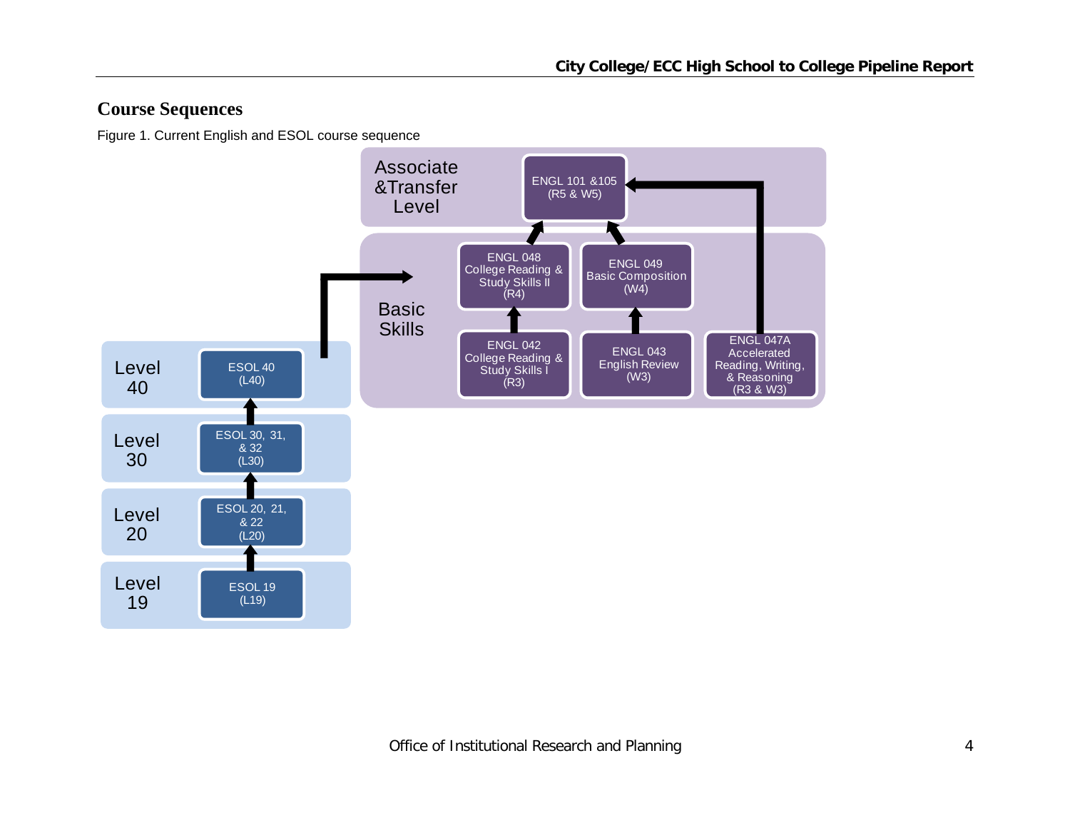## Course Sequences

Figure 1. Current English and ESOL course sequence

Associate &Transfer Level

ENGL 101 &105 (R5 & W5)

Basic Skills

ENGL 048 College Reading & Study Skills II (R4)

ENGL 049 Basic Composition (W4)

ENGL 042 College Reading & Study Skills I (R3)

ENGL 043 English Review (W3)

ENGL 047A Accelerated Reading, Writing, & Reasoning (R3 & W3)

Level 40 — ESOL 40 (L40)

Level 30 — ESOL 30, 31, & 32 (L30)

Level 20 — ESOL 20, 21, & 22 (L20)

Level 19 — ESOL 19 (L19)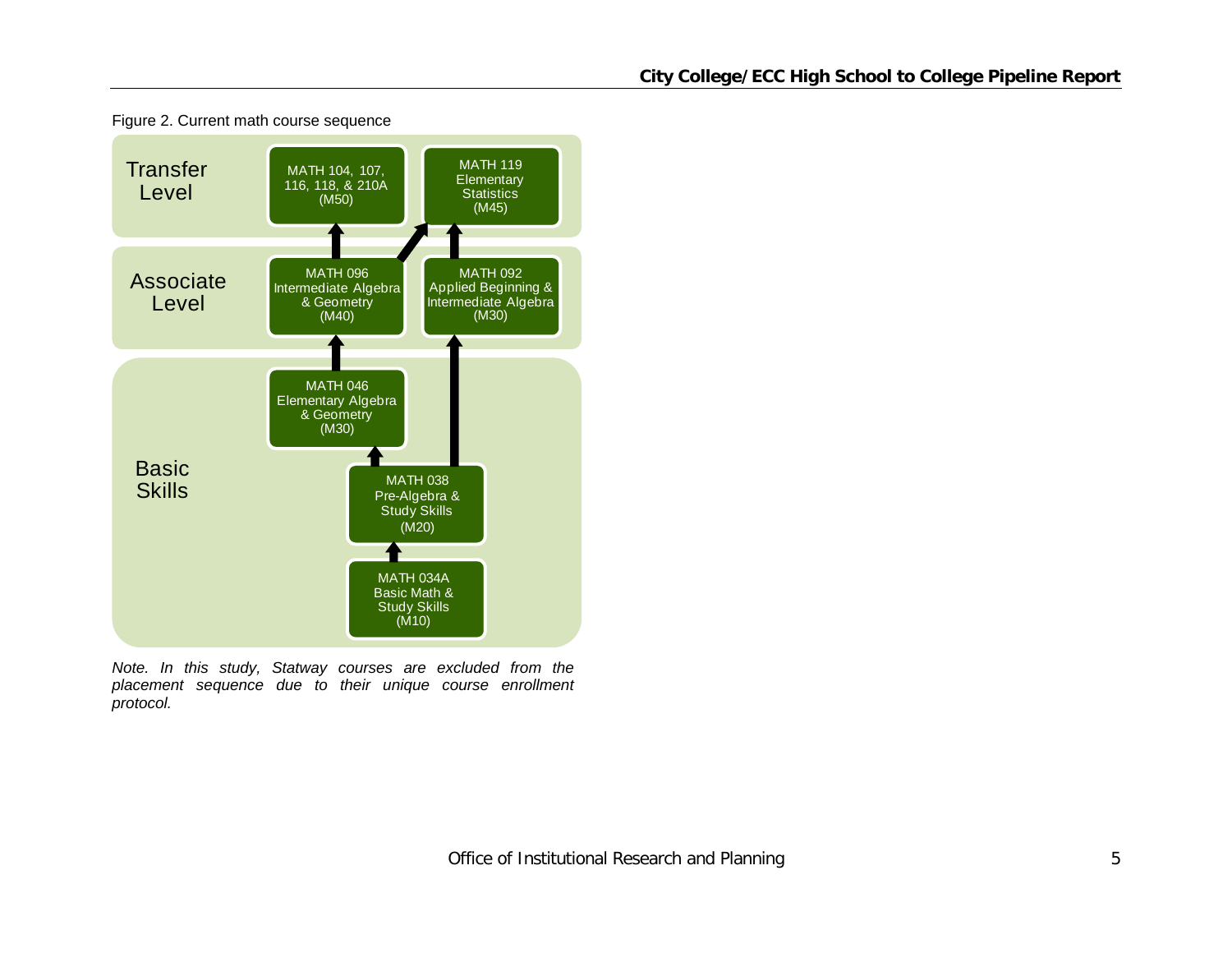Figure 2. Current math course sequence

**Transfer Level**
- MATH 104, 107, 116, 118, & 210A (M50)
- MATH 119 Elementary Statistics (M45)

**Associate Level**
- MATH 096 Intermediate Algebra & Geometry (M40)
- MATH 092 Applied Beginning & Intermediate Algebra (M30)

**Basic Skills**
- MATH 046 Elementary Algebra & Geometry (M30)
- MATH 038 Pre-Algebra & Study Skills (M20)
- MATH 034A Basic Math & Study Skills (M10)

*Note. In this study, Statway courses are excluded from the placement sequence due to their unique course enrollment protocol.*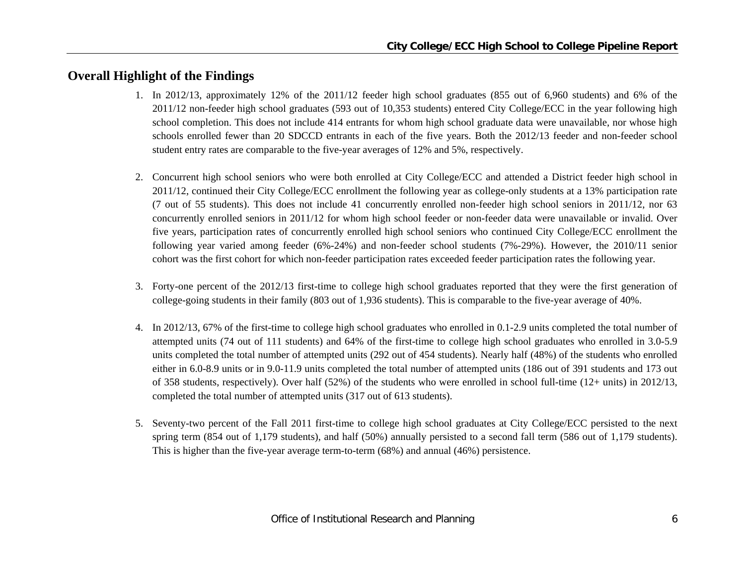## Overall Highlight of the Findings

1. In 2012/13, approximately 12% of the 2011/12 feeder high school graduates (855 out of 6,960 students) and 6% of the 2011/12 non-feeder high school graduates (593 out of 10,353 students) entered City College/ECC in the year following high school completion. This does not include 414 entrants for whom high school graduate data were unavailable, nor whose high schools enrolled fewer than 20 SDCCD entrants in each of the five years. Both the 2012/13 feeder and non-feeder school student entry rates are comparable to the five-year averages of 12% and 5%, respectively.

2. Concurrent high school seniors who were both enrolled at City College/ECC and attended a District feeder high school in 2011/12, continued their City College/ECC enrollment the following year as college-only students at a 13% participation rate (7 out of 55 students). This does not include 41 concurrently enrolled non-feeder high school seniors in 2011/12, nor 63 concurrently enrolled seniors in 2011/12 for whom high school feeder or non-feeder data were unavailable or invalid. Over five years, participation rates of concurrently enrolled high school seniors who continued City College/ECC enrollment the following year varied among feeder (6%-24%) and non-feeder school students (7%-29%). However, the 2010/11 senior cohort was the first cohort for which non-feeder participation rates exceeded feeder participation rates the following year.

3. Forty-one percent of the 2012/13 first-time to college high school graduates reported that they were the first generation of college-going students in their family (803 out of 1,936 students). This is comparable to the five-year average of 40%.

4. In 2012/13, 67% of the first-time to college high school graduates who enrolled in 0.1-2.9 units completed the total number of attempted units (74 out of 111 students) and 64% of the first-time to college high school graduates who enrolled in 3.0-5.9 units completed the total number of attempted units (292 out of 454 students). Nearly half (48%) of the students who enrolled either in 6.0-8.9 units or in 9.0-11.9 units completed the total number of attempted units (186 out of 391 students and 173 out of 358 students, respectively). Over half (52%) of the students who were enrolled in school full-time (12+ units) in 2012/13, completed the total number of attempted units (317 out of 613 students).

5. Seventy-two percent of the Fall 2011 first-time to college high school graduates at City College/ECC persisted to the next spring term (854 out of 1,179 students), and half (50%) annually persisted to a second fall term (586 out of 1,179 students). This is higher than the five-year average term-to-term (68%) and annual (46%) persistence.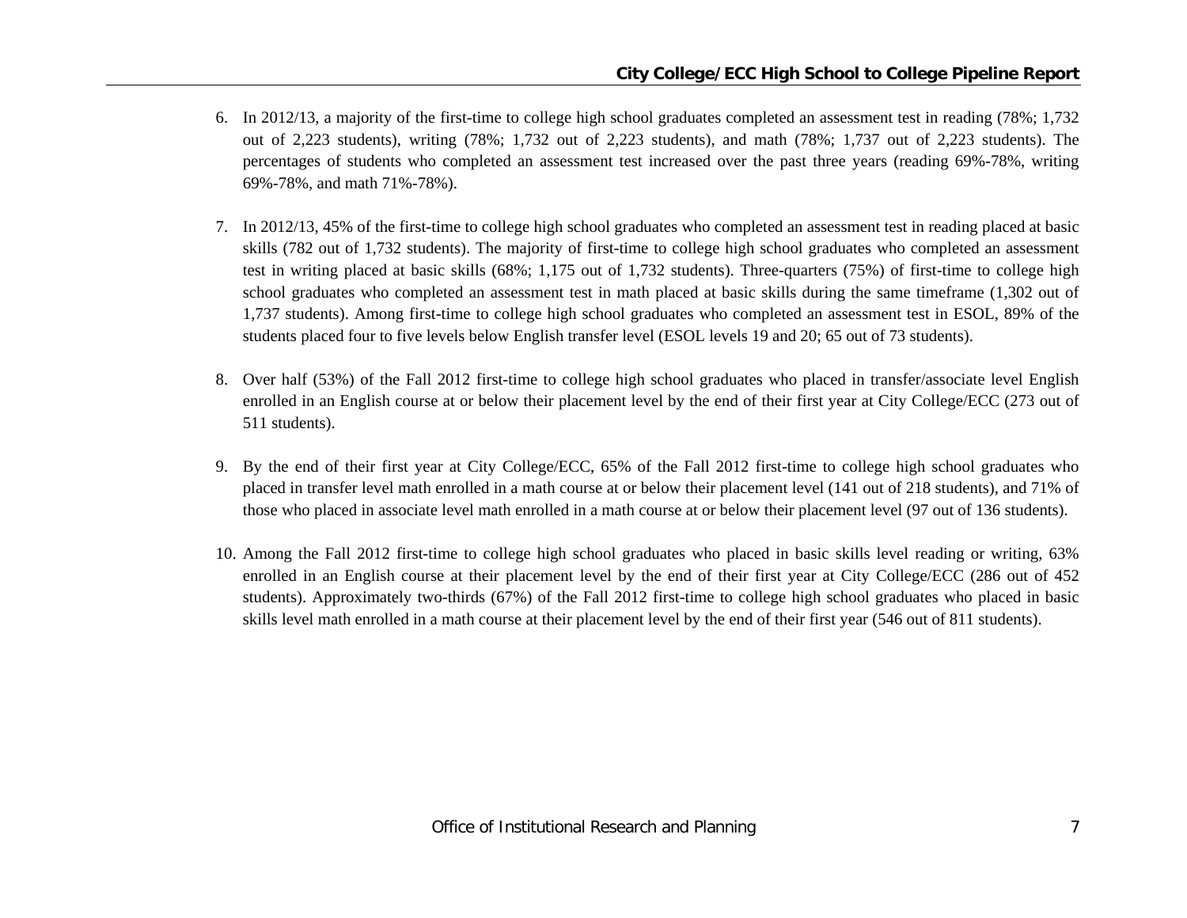6. In 2012/13, a majority of the first-time to college high school graduates completed an assessment test in reading (78%; 1,732 out of 2,223 students), writing (78%; 1,732 out of 2,223 students), and math (78%; 1,737 out of 2,223 students). The percentages of students who completed an assessment test increased over the past three years (reading 69%-78%, writing 69%-78%, and math 71%-78%).

7. In 2012/13, 45% of the first-time to college high school graduates who completed an assessment test in reading placed at basic skills (782 out of 1,732 students). The majority of first-time to college high school graduates who completed an assessment test in writing placed at basic skills (68%; 1,175 out of 1,732 students). Three-quarters (75%) of first-time to college high school graduates who completed an assessment test in math placed at basic skills during the same timeframe (1,302 out of 1,737 students). Among first-time to college high school graduates who completed an assessment test in ESOL, 89% of the students placed four to five levels below English transfer level (ESOL levels 19 and 20; 65 out of 73 students).

8. Over half (53%) of the Fall 2012 first-time to college high school graduates who placed in transfer/associate level English enrolled in an English course at or below their placement level by the end of their first year at City College/ECC (273 out of 511 students).

9. By the end of their first year at City College/ECC, 65% of the Fall 2012 first-time to college high school graduates who placed in transfer level math enrolled in a math course at or below their placement level (141 out of 218 students), and 71% of those who placed in associate level math enrolled in a math course at or below their placement level (97 out of 136 students).

10. Among the Fall 2012 first-time to college high school graduates who placed in basic skills level reading or writing, 63% enrolled in an English course at their placement level by the end of their first year at City College/ECC (286 out of 452 students). Approximately two-thirds (67%) of the Fall 2012 first-time to college high school graduates who placed in basic skills level math enrolled in a math course at their placement level by the end of their first year (546 out of 811 students).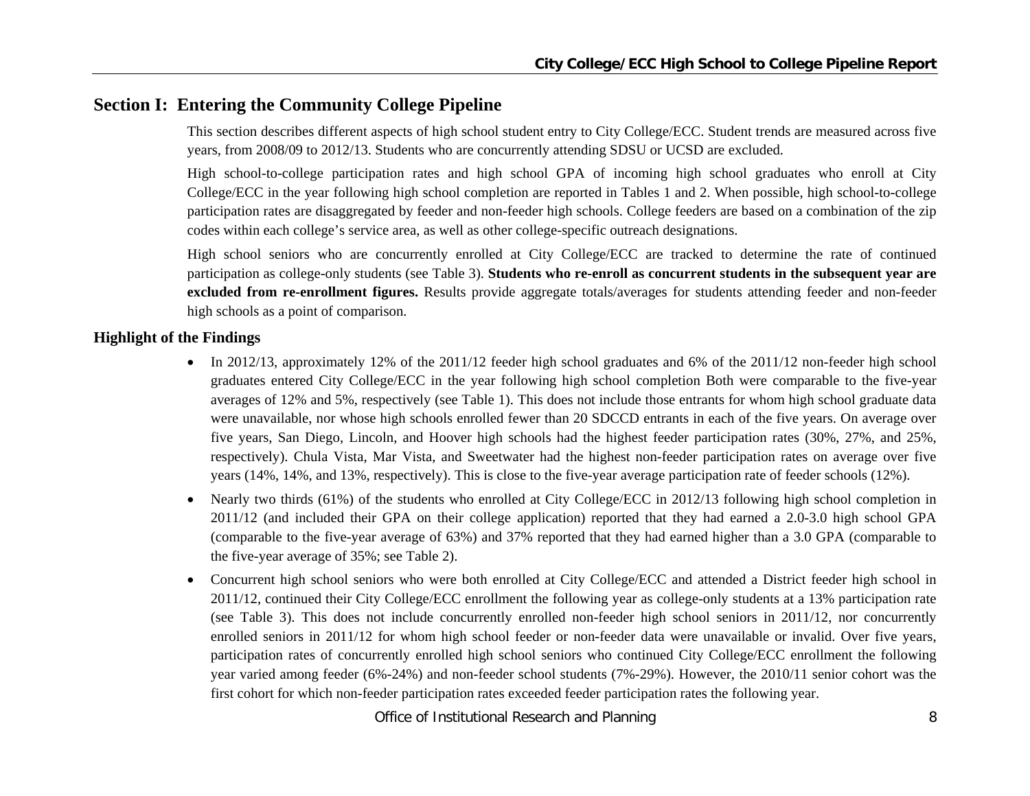## Section I: Entering the Community College Pipeline

This section describes different aspects of high school student entry to City College/ECC. Student trends are measured across five years, from 2008/09 to 2012/13. Students who are concurrently attending SDSU or UCSD are excluded.

High school-to-college participation rates and high school GPA of incoming high school graduates who enroll at City College/ECC in the year following high school completion are reported in Tables 1 and 2. When possible, high school-to-college participation rates are disaggregated by feeder and non-feeder high schools. College feeders are based on a combination of the zip codes within each college's service area, as well as other college-specific outreach designations.

High school seniors who are concurrently enrolled at City College/ECC are tracked to determine the rate of continued participation as college-only students (see Table 3). **Students who re-enroll as concurrent students in the subsequent year are excluded from re-enrollment figures.** Results provide aggregate totals/averages for students attending feeder and non-feeder high schools as a point of comparison.

### Highlight of the Findings

- In 2012/13, approximately 12% of the 2011/12 feeder high school graduates and 6% of the 2011/12 non-feeder high school graduates entered City College/ECC in the year following high school completion Both were comparable to the five-year averages of 12% and 5%, respectively (see Table 1). This does not include those entrants for whom high school graduate data were unavailable, nor whose high schools enrolled fewer than 20 SDCCD entrants in each of the five years. On average over five years, San Diego, Lincoln, and Hoover high schools had the highest feeder participation rates (30%, 27%, and 25%, respectively). Chula Vista, Mar Vista, and Sweetwater had the highest non-feeder participation rates on average over five years (14%, 14%, and 13%, respectively). This is close to the five-year average participation rate of feeder schools (12%).
- Nearly two thirds (61%) of the students who enrolled at City College/ECC in 2012/13 following high school completion in 2011/12 (and included their GPA on their college application) reported that they had earned a 2.0-3.0 high school GPA (comparable to the five-year average of 63%) and 37% reported that they had earned higher than a 3.0 GPA (comparable to the five-year average of 35%; see Table 2).
- Concurrent high school seniors who were both enrolled at City College/ECC and attended a District feeder high school in 2011/12, continued their City College/ECC enrollment the following year as college-only students at a 13% participation rate (see Table 3). This does not include concurrently enrolled non-feeder high school seniors in 2011/12, nor concurrently enrolled seniors in 2011/12 for whom high school feeder or non-feeder data were unavailable or invalid. Over five years, participation rates of concurrently enrolled high school seniors who continued City College/ECC enrollment the following year varied among feeder (6%-24%) and non-feeder school students (7%-29%). However, the 2010/11 senior cohort was the first cohort for which non-feeder participation rates exceeded feeder participation rates the following year.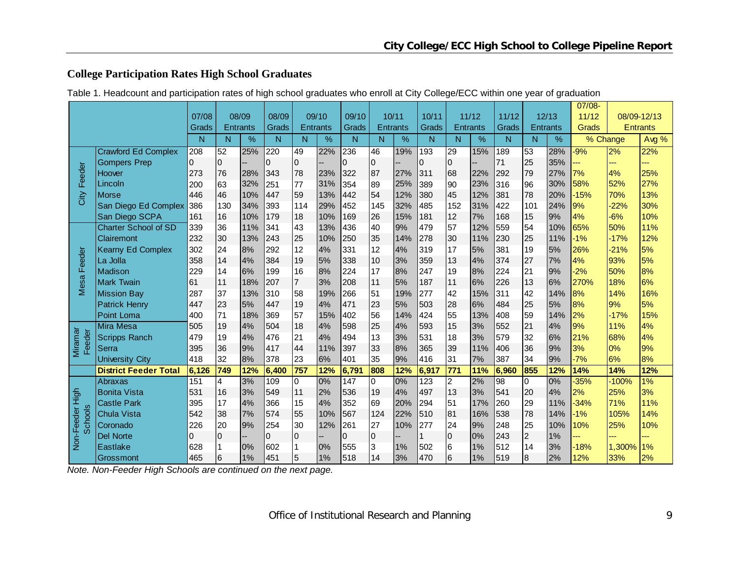## College Participation Rates High School Graduates

Table 1. Headcount and participation rates of high school graduates who enroll at City College/ECC within one year of graduation

| | | 07/08 Grads | 08/09 Entrants | | 08/09 Grads | 09/10 Entrants | | 09/10 Grads | 10/11 Entrants | | 10/11 Grads | 11/12 Entrants | | 11/12 Grads | 12/13 Entrants | | 07/08-11/12 Grads | 08/09-12/13 Entrants | |
|---|---|---|---|---|---|---|---|---|---|---|---|---|---|---|---|---|---|---|---|
| | | N | N | % | N | N | % | N | N | % | N | N | % | N | N | % | % Change | | Avg % |
| City Feeder | Crawford Ed Complex | 208 | 52 | 25% | 220 | 49 | 22% | 236 | 46 | 19% | 193 | 29 | 15% | 189 | 53 | 28% | -9% | 2% | 22% |
| | Gompers Prep | 0 | 0 | -- | 0 | 0 | -- | 0 | 0 | -- | 0 | 0 | -- | 71 | 25 | 35% | --- | --- | --- |
| | Hoover | 273 | 76 | 28% | 343 | 78 | 23% | 322 | 87 | 27% | 311 | 68 | 22% | 292 | 79 | 27% | 7% | 4% | 25% |
| | Lincoln | 200 | 63 | 32% | 251 | 77 | 31% | 354 | 89 | 25% | 389 | 90 | 23% | 316 | 96 | 30% | 58% | 52% | 27% |
| | Morse | 446 | 46 | 10% | 447 | 59 | 13% | 442 | 54 | 12% | 380 | 45 | 12% | 381 | 78 | 20% | -15% | 70% | 13% |
| | San Diego Ed Complex | 386 | 130 | 34% | 393 | 114 | 29% | 452 | 145 | 32% | 485 | 152 | 31% | 422 | 101 | 24% | 9% | -22% | 30% |
| | San Diego SCPA | 161 | 16 | 10% | 179 | 18 | 10% | 169 | 26 | 15% | 181 | 12 | 7% | 168 | 15 | 9% | 4% | -6% | 10% |
| Mesa Feeder | Charter School of SD | 339 | 36 | 11% | 341 | 43 | 13% | 436 | 40 | 9% | 479 | 57 | 12% | 559 | 54 | 10% | 65% | 50% | 11% |
| | Clairemont | 232 | 30 | 13% | 243 | 25 | 10% | 250 | 35 | 14% | 278 | 30 | 11% | 230 | 25 | 11% | -1% | -17% | 12% |
| | Kearny Ed Complex | 302 | 24 | 8% | 292 | 12 | 4% | 331 | 12 | 4% | 319 | 17 | 5% | 381 | 19 | 5% | 26% | -21% | 5% |
| | La Jolla | 358 | 14 | 4% | 384 | 19 | 5% | 338 | 10 | 3% | 359 | 13 | 4% | 374 | 27 | 7% | 4% | 93% | 5% |
| | Madison | 229 | 14 | 6% | 199 | 16 | 8% | 224 | 17 | 8% | 247 | 19 | 8% | 224 | 21 | 9% | -2% | 50% | 8% |
| | Mark Twain | 61 | 11 | 18% | 207 | 7 | 3% | 208 | 11 | 5% | 187 | 11 | 6% | 226 | 13 | 6% | 270% | 18% | 6% |
| | Mission Bay | 287 | 37 | 13% | 310 | 58 | 19% | 266 | 51 | 19% | 277 | 42 | 15% | 311 | 42 | 14% | 8% | 14% | 16% |
| | Patrick Henry | 447 | 23 | 5% | 447 | 19 | 4% | 471 | 23 | 5% | 503 | 28 | 6% | 484 | 25 | 5% | 8% | 9% | 5% |
| | Point Loma | 400 | 71 | 18% | 369 | 57 | 15% | 402 | 56 | 14% | 424 | 55 | 13% | 408 | 59 | 14% | 2% | -17% | 15% |
| Miramar Feeder | Mira Mesa | 505 | 19 | 4% | 504 | 18 | 4% | 598 | 25 | 4% | 593 | 15 | 3% | 552 | 21 | 4% | 9% | 11% | 4% |
| | Scripps Ranch | 479 | 19 | 4% | 476 | 21 | 4% | 494 | 13 | 3% | 531 | 18 | 3% | 579 | 32 | 6% | 21% | 68% | 4% |
| | Serra | 395 | 36 | 9% | 417 | 44 | 11% | 397 | 33 | 8% | 365 | 39 | 11% | 406 | 36 | 9% | 3% | 0% | 9% |
| | University City | 418 | 32 | 8% | 378 | 23 | 6% | 401 | 35 | 9% | 416 | 31 | 7% | 387 | 34 | 9% | -7% | 6% | 8% |
| | **District Feeder Total** | **6,126** | **749** | **12%** | **6,400** | **757** | **12%** | **6,791** | **808** | **12%** | **6,917** | **771** | **11%** | **6,960** | **855** | **12%** | **14%** | **14%** | **12%** |
| Non-Feeder High Schools | Abraxas | 151 | 4 | 3% | 109 | 0 | 0% | 147 | 0 | 0% | 123 | 2 | 2% | 98 | 0 | 0% | -35% | -100% | 1% |
| | Bonita Vista | 531 | 16 | 3% | 549 | 11 | 2% | 536 | 19 | 4% | 497 | 13 | 3% | 541 | 20 | 4% | 2% | 25% | 3% |
| | Castle Park | 395 | 17 | 4% | 366 | 15 | 4% | 352 | 69 | 20% | 294 | 51 | 17% | 260 | 29 | 11% | -34% | 71% | 11% |
| | Chula Vista | 542 | 38 | 7% | 574 | 55 | 10% | 567 | 124 | 22% | 510 | 81 | 16% | 538 | 78 | 14% | -1% | 105% | 14% |
| | Coronado | 226 | 20 | 9% | 254 | 30 | 12% | 261 | 27 | 10% | 277 | 24 | 9% | 248 | 25 | 10% | 10% | 25% | 10% |
| | Del Norte | 0 | 0 | -- | 0 | 0 | -- | 0 | 0 | -- | 1 | 0 | 0% | 243 | 2 | 1% | --- | --- | --- |
| | Eastlake | 628 | 1 | 0% | 602 | 1 | 0% | 555 | 3 | 1% | 502 | 6 | 1% | 512 | 14 | 3% | -18% | 1,300% | 1% |
| | Grossmont | 465 | 6 | 1% | 451 | 5 | 1% | 518 | 14 | 3% | 470 | 6 | 1% | 519 | 8 | 2% | 12% | 33% | 2% |

*Note. Non-Feeder High Schools are continued on the next page.*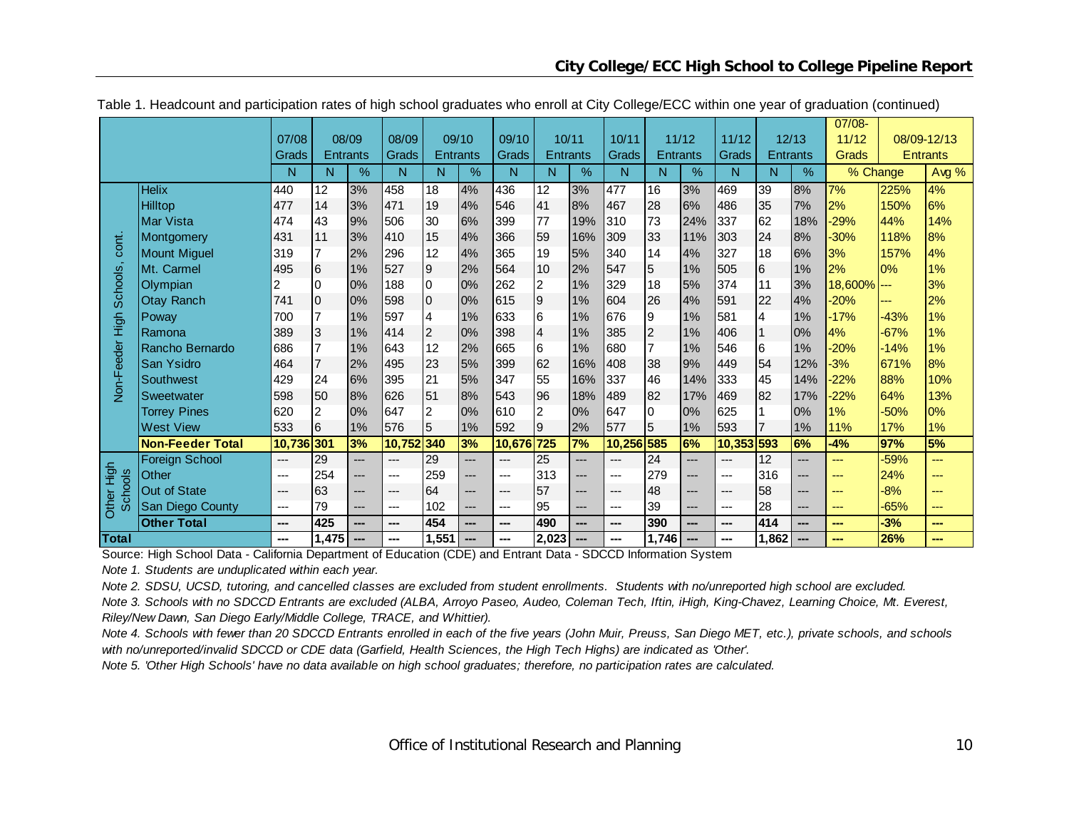Table 1. Headcount and participation rates of high school graduates who enroll at City College/ECC within one year of graduation (continued)

| | | 07/08 Grads | 08/09 Entrants | | 08/09 Grads | 09/10 Entrants | | 09/10 Grads | 10/11 Entrants | | 10/11 Grads | 11/12 Entrants | | 11/12 Grads | 12/13 Entrants | | 07/08-11/12 Grads | 08/09-12/13 Entrants | |
|---|---|---|---|---|---|---|---|---|---|---|---|---|---|---|---|---|---|---|---|
| | | N | N | % | N | N | % | N | N | % | N | N | % | N | N | % | % Change | | Avg % |
| Non-Feeder High Schools, cont. | Helix | 440 | 12 | 3% | 458 | 18 | 4% | 436 | 12 | 3% | 477 | 16 | 3% | 469 | 39 | 8% | 7% | 225% | 4% |
| | Hilltop | 477 | 14 | 3% | 471 | 19 | 4% | 546 | 41 | 8% | 467 | 28 | 6% | 486 | 35 | 7% | 2% | 150% | 6% |
| | Mar Vista | 474 | 43 | 9% | 506 | 30 | 6% | 399 | 77 | 19% | 310 | 73 | 24% | 337 | 62 | 18% | -29% | 44% | 14% |
| | Montgomery | 431 | 11 | 3% | 410 | 15 | 4% | 366 | 59 | 16% | 309 | 33 | 11% | 303 | 24 | 8% | -30% | 118% | 8% |
| | Mount Miguel | 319 | 7 | 2% | 296 | 12 | 4% | 365 | 19 | 5% | 340 | 14 | 4% | 327 | 18 | 6% | 3% | 157% | 4% |
| | Mt. Carmel | 495 | 6 | 1% | 527 | 9 | 2% | 564 | 10 | 2% | 547 | 5 | 1% | 505 | 6 | 1% | 2% | 0% | 1% |
| | Olympian | 2 | 0 | 0% | 188 | 0 | 0% | 262 | 2 | 1% | 329 | 18 | 5% | 374 | 11 | 3% | 18,600% | --- | 3% |
| | Otay Ranch | 741 | 0 | 0% | 598 | 0 | 0% | 615 | 9 | 1% | 604 | 26 | 4% | 591 | 22 | 4% | -20% | --- | 2% |
| | Poway | 700 | 7 | 1% | 597 | 4 | 1% | 633 | 6 | 1% | 676 | 9 | 1% | 581 | 4 | 1% | -17% | -43% | 1% |
| | Ramona | 389 | 3 | 1% | 414 | 2 | 0% | 398 | 4 | 1% | 385 | 2 | 1% | 406 | 1 | 0% | 4% | -67% | 1% |
| | Rancho Bernardo | 686 | 7 | 1% | 643 | 12 | 2% | 665 | 6 | 1% | 680 | 7 | 1% | 546 | 6 | 1% | -20% | -14% | 1% |
| | San Ysidro | 464 | 7 | 2% | 495 | 23 | 5% | 399 | 62 | 16% | 408 | 38 | 9% | 449 | 54 | 12% | -3% | 671% | 8% |
| | Southwest | 429 | 24 | 6% | 395 | 21 | 5% | 347 | 55 | 16% | 337 | 46 | 14% | 333 | 45 | 14% | -22% | 88% | 10% |
| | Sweetwater | 598 | 50 | 8% | 626 | 51 | 8% | 543 | 96 | 18% | 489 | 82 | 17% | 469 | 82 | 17% | -22% | 64% | 13% |
| | Torrey Pines | 620 | 2 | 0% | 647 | 2 | 0% | 610 | 2 | 0% | 647 | 0 | 0% | 625 | 1 | 0% | 1% | -50% | 0% |
| | West View | 533 | 6 | 1% | 576 | 5 | 1% | 592 | 9 | 2% | 577 | 5 | 1% | 593 | 7 | 1% | 11% | 17% | 1% |
| | **Non-Feeder Total** | **10,736** | **301** | **3%** | **10,752** | **340** | **3%** | **10,676** | **725** | **7%** | **10,256** | **585** | **6%** | **10,353** | **593** | **6%** | **-4%** | **97%** | **5%** |
| Other High Schools | Foreign School | --- | 29 | --- | --- | 29 | --- | --- | 25 | --- | --- | 24 | --- | --- | 12 | --- | --- | -59% | --- |
| | Other | --- | 254 | --- | --- | 259 | --- | --- | 313 | --- | --- | 279 | --- | --- | 316 | --- | --- | 24% | --- |
| | Out of State | --- | 63 | --- | --- | 64 | --- | --- | 57 | --- | --- | 48 | --- | --- | 58 | --- | --- | -8% | --- |
| | San Diego County | --- | 79 | --- | --- | 102 | --- | --- | 95 | --- | --- | 39 | --- | --- | 28 | --- | --- | -65% | --- |
| | **Other Total** | **---** | **425** | **---** | **---** | **454** | **---** | **---** | **490** | **---** | **---** | **390** | **---** | **---** | **414** | **---** | **---** | **-3%** | **---** |
| **Total** | | **---** | **1,475** | **---** | **---** | **1,551** | **---** | **---** | **2,023** | **---** | **---** | **1,746** | **---** | **---** | **1,862** | **---** | **---** | **26%** | **---** |

Source: High School Data - California Department of Education (CDE) and Entrant Data - SDCCD Information System

*Note 1. Students are unduplicated within each year.*

*Note 2. SDSU, UCSD, tutoring, and cancelled classes are excluded from student enrollments. Students with no/unreported high school are excluded.*

*Note 3. Schools with no SDCCD Entrants are excluded (ALBA, Arroyo Paseo, Audeo, Coleman Tech, Iftin, iHigh, King-Chavez, Learning Choice, Mt. Everest, Riley/New Dawn, San Diego Early/Middle College, TRACE, and Whittier).*

*Note 4. Schools with fewer than 20 SDCCD Entrants enrolled in each of the five years (John Muir, Preuss, San Diego MET, etc.), private schools, and schools with no/unreported/invalid SDCCD or CDE data (Garfield, Health Sciences, the High Tech Highs) are indicated as 'Other'.*

*Note 5. 'Other High Schools' have no data available on high school graduates; therefore, no participation rates are calculated.*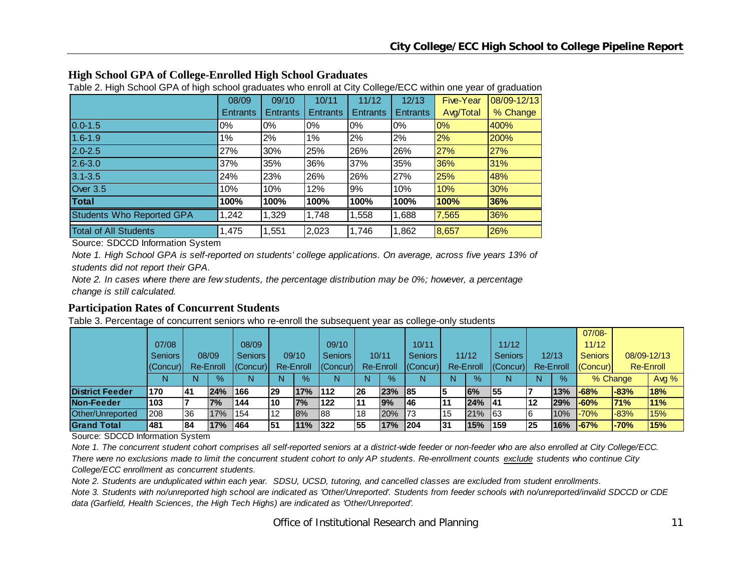## High School GPA of College-Enrolled High School Graduates

Table 2. High School GPA of high school graduates who enroll at City College/ECC within one year of graduation

| | 08/09 Entrants | 09/10 Entrants | 10/11 Entrants | 11/12 Entrants | 12/13 Entrants | Five-Year Avg/Total | 08/09-12/13 % Change |
|---|---|---|---|---|---|---|---|
| 0.0-1.5 | 0% | 0% | 0% | 0% | 0% | 0% | 400% |
| 1.6-1.9 | 1% | 2% | 1% | 2% | 2% | 2% | 200% |
| 2.0-2.5 | 27% | 30% | 25% | 26% | 26% | 27% | 27% |
| 2.6-3.0 | 37% | 35% | 36% | 37% | 35% | 36% | 31% |
| 3.1-3.5 | 24% | 23% | 26% | 26% | 27% | 25% | 48% |
| Over 3.5 | 10% | 10% | 12% | 9% | 10% | 10% | 30% |
| **Total** | **100%** | **100%** | **100%** | **100%** | **100%** | **100%** | **36%** |
| Students Who Reported GPA | 1,242 | 1,329 | 1,748 | 1,558 | 1,688 | 7,565 | 36% |
| Total of All Students | 1,475 | 1,551 | 2,023 | 1,746 | 1,862 | 8,657 | 26% |

Source: SDCCD Information System

*Note 1. High School GPA is self-reported on students' college applications. On average, across five years 13% of students did not report their GPA.*

*Note 2. In cases where there are few students, the percentage distribution may be 0%; however, a percentage change is still calculated.*

## Participation Rates of Concurrent Students

Table 3. Percentage of concurrent seniors who re-enroll the subsequent year as college-only students

| | 07/08 Seniors (Concur) | 08/09 Re-Enroll | | 08/09 Seniors (Concur) | 09/10 Re-Enroll | | 09/10 Seniors (Concur) | 10/11 Re-Enroll | | 10/11 Seniors (Concur) | 11/12 Re-Enroll | | 11/12 Seniors (Concur) | 12/13 Re-Enroll | | 07/08-11/12 Seniors (Concur) | 08/09-12/13 Re-Enroll | |
|---|---|---|---|---|---|---|---|---|---|---|---|---|---|---|---|---|---|---|
| | N | N | % | N | N | % | N | N | % | N | N | % | N | N | % | % Change | | Avg % |
| **District Feeder** | **170** | **41** | **24%** | **166** | **29** | **17%** | **112** | **26** | **23%** | **85** | **5** | **6%** | **55** | **7** | **13%** | **-68%** | **-83%** | **18%** |
| **Non-Feeder** | **103** | **7** | **7%** | **144** | **10** | **7%** | **122** | **11** | **9%** | **46** | **11** | **24%** | **41** | **12** | **29%** | **-60%** | **71%** | **11%** |
| Other/Unreported | 208 | 36 | 17% | 154 | 12 | 8% | 88 | 18 | 20% | 73 | 15 | 21% | 63 | 6 | 10% | -70% | -83% | 15% |
| **Grand Total** | **481** | **84** | **17%** | **464** | **51** | **11%** | **322** | **55** | **17%** | **204** | **31** | **15%** | **159** | **25** | **16%** | **-67%** | **-70%** | **15%** |

Source: SDCCD Information System

*Note 1. The concurrent student cohort comprises all self-reported seniors at a district-wide feeder or non-feeder who are also enrolled at City College/ECC. There were no exclusions made to limit the concurrent student cohort to only AP students. Re-enrollment counts exclude students who continue City College/ECC enrollment as concurrent students.*

*Note 2. Students are unduplicated within each year. SDSU, UCSD, tutoring, and cancelled classes are excluded from student enrollments.*

*Note 3. Students with no/unreported high school are indicated as 'Other/Unreported'. Students from feeder schools with no/unreported/invalid SDCCD or CDE data (Garfield, Health Sciences, the High Tech Highs) are indicated as 'Other/Unreported'.*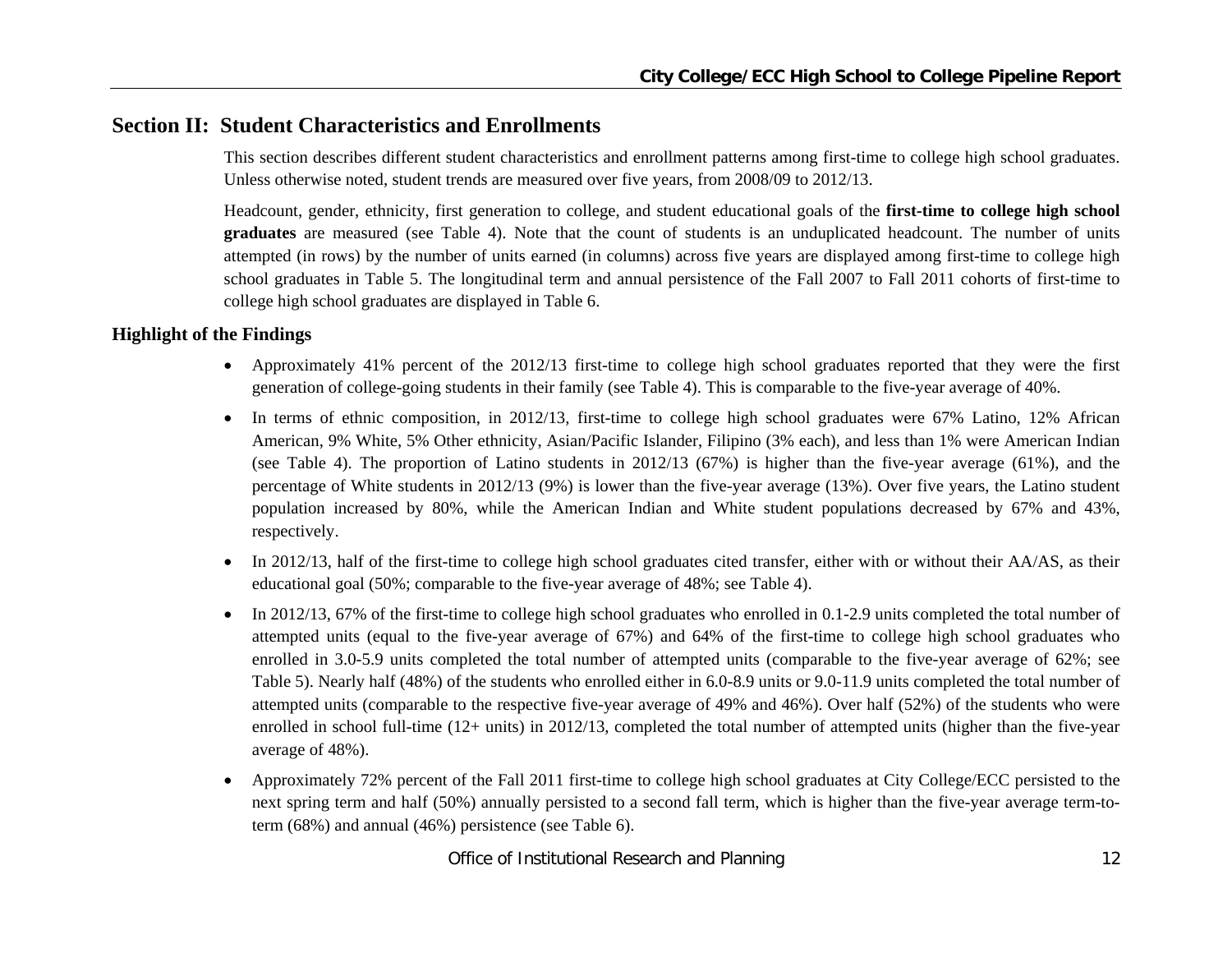## Section II: Student Characteristics and Enrollments

This section describes different student characteristics and enrollment patterns among first-time to college high school graduates. Unless otherwise noted, student trends are measured over five years, from 2008/09 to 2012/13.

Headcount, gender, ethnicity, first generation to college, and student educational goals of the **first-time to college high school graduates** are measured (see Table 4). Note that the count of students is an unduplicated headcount. The number of units attempted (in rows) by the number of units earned (in columns) across five years are displayed among first-time to college high school graduates in Table 5. The longitudinal term and annual persistence of the Fall 2007 to Fall 2011 cohorts of first-time to college high school graduates are displayed in Table 6.

### Highlight of the Findings

- Approximately 41% percent of the 2012/13 first-time to college high school graduates reported that they were the first generation of college-going students in their family (see Table 4). This is comparable to the five-year average of 40%.
- In terms of ethnic composition, in 2012/13, first-time to college high school graduates were 67% Latino, 12% African American, 9% White, 5% Other ethnicity, Asian/Pacific Islander, Filipino (3% each), and less than 1% were American Indian (see Table 4). The proportion of Latino students in 2012/13 (67%) is higher than the five-year average (61%), and the percentage of White students in 2012/13 (9%) is lower than the five-year average (13%). Over five years, the Latino student population increased by 80%, while the American Indian and White student populations decreased by 67% and 43%, respectively.
- In 2012/13, half of the first-time to college high school graduates cited transfer, either with or without their AA/AS, as their educational goal (50%; comparable to the five-year average of 48%; see Table 4).
- In 2012/13, 67% of the first-time to college high school graduates who enrolled in 0.1-2.9 units completed the total number of attempted units (equal to the five-year average of 67%) and 64% of the first-time to college high school graduates who enrolled in 3.0-5.9 units completed the total number of attempted units (comparable to the five-year average of 62%; see Table 5). Nearly half (48%) of the students who enrolled either in 6.0-8.9 units or 9.0-11.9 units completed the total number of attempted units (comparable to the respective five-year average of 49% and 46%). Over half (52%) of the students who were enrolled in school full-time (12+ units) in 2012/13, completed the total number of attempted units (higher than the five-year average of 48%).
- Approximately 72% percent of the Fall 2011 first-time to college high school graduates at City College/ECC persisted to the next spring term and half (50%) annually persisted to a second fall term, which is higher than the five-year average term-to-term (68%) and annual (46%) persistence (see Table 6).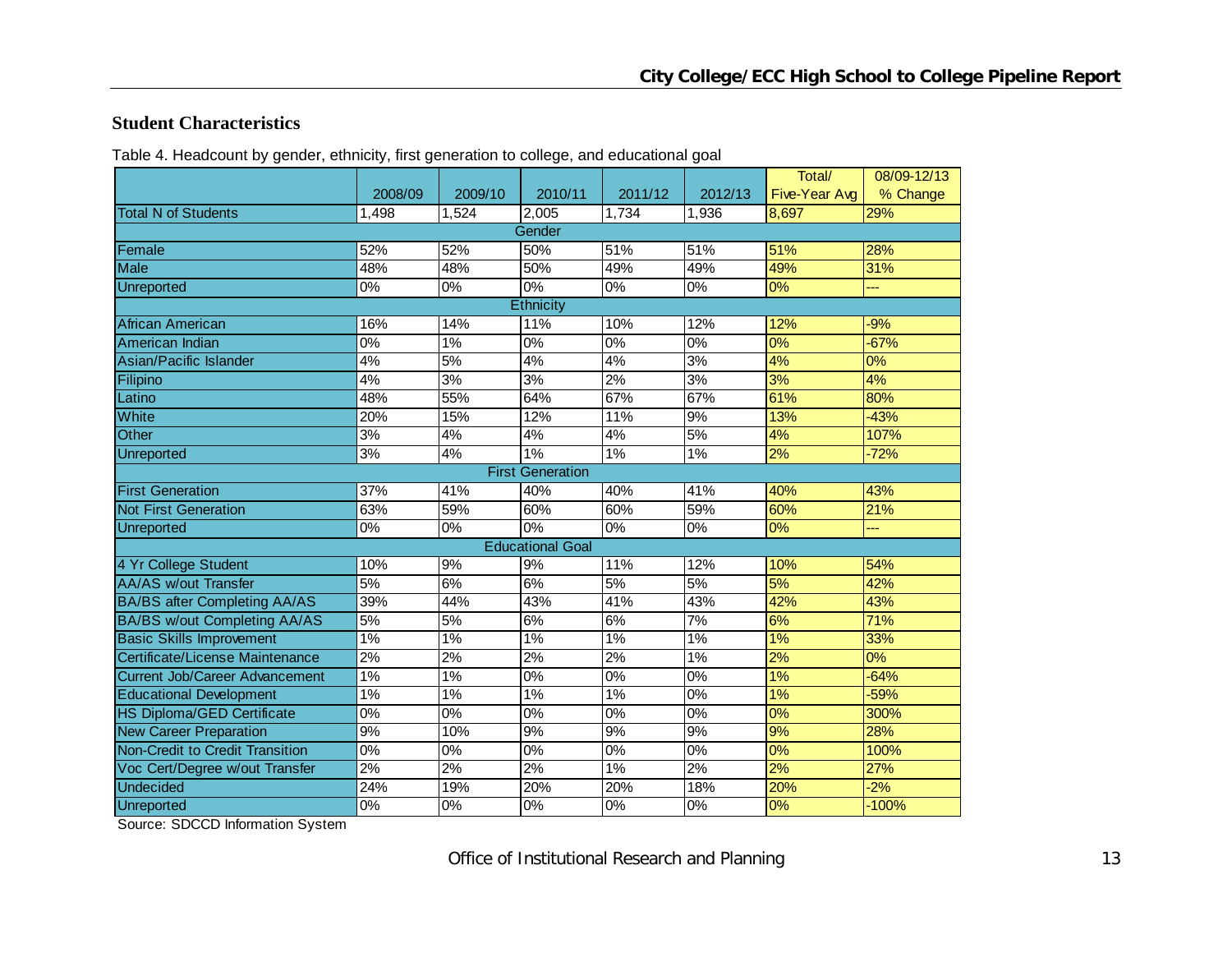## Student Characteristics

Table 4. Headcount by gender, ethnicity, first generation to college, and educational goal

| | 2008/09 | 2009/10 | 2010/11 | 2011/12 | 2012/13 | Total/ Five-Year Avg | 08/09-12/13 % Change |
|---|---|---|---|---|---|---|---|
| Total N of Students | 1,498 | 1,524 | 2,005 | 1,734 | 1,936 | 8,697 | 29% |
| **Gender** | | | | | | | |
| Female | 52% | 52% | 50% | 51% | 51% | 51% | 28% |
| Male | 48% | 48% | 50% | 49% | 49% | 49% | 31% |
| Unreported | 0% | 0% | 0% | 0% | 0% | 0% | --- |
| **Ethnicity** | | | | | | | |
| African American | 16% | 14% | 11% | 10% | 12% | 12% | -9% |
| American Indian | 0% | 1% | 0% | 0% | 0% | 0% | -67% |
| Asian/Pacific Islander | 4% | 5% | 4% | 4% | 3% | 4% | 0% |
| Filipino | 4% | 3% | 3% | 2% | 3% | 3% | 4% |
| Latino | 48% | 55% | 64% | 67% | 67% | 61% | 80% |
| White | 20% | 15% | 12% | 11% | 9% | 13% | -43% |
| Other | 3% | 4% | 4% | 4% | 5% | 4% | 107% |
| Unreported | 3% | 4% | 1% | 1% | 1% | 2% | -72% |
| **First Generation** | | | | | | | |
| First Generation | 37% | 41% | 40% | 40% | 41% | 40% | 43% |
| Not First Generation | 63% | 59% | 60% | 60% | 59% | 60% | 21% |
| Unreported | 0% | 0% | 0% | 0% | 0% | 0% | --- |
| **Educational Goal** | | | | | | | |
| 4 Yr College Student | 10% | 9% | 9% | 11% | 12% | 10% | 54% |
| AA/AS w/out Transfer | 5% | 6% | 6% | 5% | 5% | 5% | 42% |
| BA/BS after Completing AA/AS | 39% | 44% | 43% | 41% | 43% | 42% | 43% |
| BA/BS w/out Completing AA/AS | 5% | 5% | 6% | 6% | 7% | 6% | 71% |
| Basic Skills Improvement | 1% | 1% | 1% | 1% | 1% | 1% | 33% |
| Certificate/License Maintenance | 2% | 2% | 2% | 2% | 1% | 2% | 0% |
| Current Job/Career Advancement | 1% | 1% | 0% | 0% | 0% | 1% | -64% |
| Educational Development | 1% | 1% | 1% | 1% | 0% | 1% | -59% |
| HS Diploma/GED Certificate | 0% | 0% | 0% | 0% | 0% | 0% | 300% |
| New Career Preparation | 9% | 10% | 9% | 9% | 9% | 9% | 28% |
| Non-Credit to Credit Transition | 0% | 0% | 0% | 0% | 0% | 0% | 100% |
| Voc Cert/Degree w/out Transfer | 2% | 2% | 2% | 1% | 2% | 2% | 27% |
| Undecided | 24% | 19% | 20% | 20% | 18% | 20% | -2% |
| Unreported | 0% | 0% | 0% | 0% | 0% | 0% | -100% |

Source: SDCCD Information System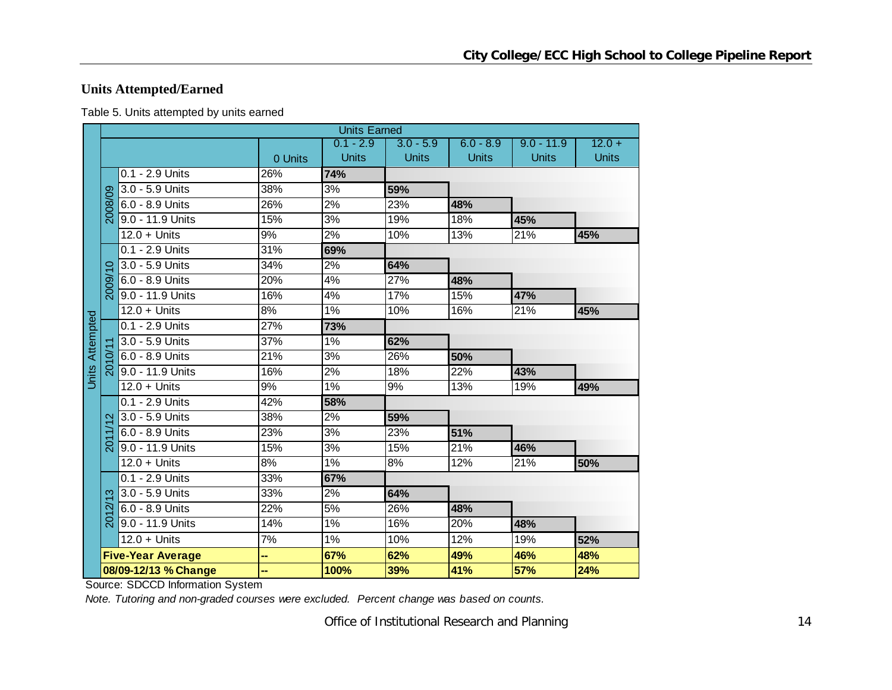## Units Attempted/Earned

Table 5. Units attempted by units earned

| | | | Units Earned | | | | | |
|---|---|---|---|---|---|---|---|---|
| | | | 0 Units | 0.1 - 2.9 Units | 3.0 - 5.9 Units | 6.0 - 8.9 Units | 9.0 - 11.9 Units | 12.0 + Units |
| Units Attempted | 2008/09 | 0.1 - 2.9 Units | 26% | **74%** | | | | |
| | | 3.0 - 5.9 Units | 38% | 3% | **59%** | | | |
| | | 6.0 - 8.9 Units | 26% | 2% | 23% | **48%** | | |
| | | 9.0 - 11.9 Units | 15% | 3% | 19% | 18% | **45%** | |
| | | 12.0 + Units | 9% | 2% | 10% | 13% | 21% | **45%** |
| | 2009/10 | 0.1 - 2.9 Units | 31% | **69%** | | | | |
| | | 3.0 - 5.9 Units | 34% | 2% | **64%** | | | |
| | | 6.0 - 8.9 Units | 20% | 4% | 27% | **48%** | | |
| | | 9.0 - 11.9 Units | 16% | 4% | 17% | 15% | **47%** | |
| | | 12.0 + Units | 8% | 1% | 10% | 16% | 21% | **45%** |
| | 2010/11 | 0.1 - 2.9 Units | 27% | **73%** | | | | |
| | | 3.0 - 5.9 Units | 37% | 1% | **62%** | | | |
| | | 6.0 - 8.9 Units | 21% | 3% | 26% | **50%** | | |
| | | 9.0 - 11.9 Units | 16% | 2% | 18% | 22% | **43%** | |
| | | 12.0 + Units | 9% | 1% | 9% | 13% | 19% | **49%** |
| | 2011/12 | 0.1 - 2.9 Units | 42% | **58%** | | | | |
| | | 3.0 - 5.9 Units | 38% | 2% | **59%** | | | |
| | | 6.0 - 8.9 Units | 23% | 3% | 23% | **51%** | | |
| | | 9.0 - 11.9 Units | 15% | 3% | 15% | 21% | **46%** | |
| | | 12.0 + Units | 8% | 1% | 8% | 12% | 21% | **50%** |
| | 2012/13 | 0.1 - 2.9 Units | 33% | **67%** | | | | |
| | | 3.0 - 5.9 Units | 33% | 2% | **64%** | | | |
| | | 6.0 - 8.9 Units | 22% | 5% | 26% | **48%** | | |
| | | 9.0 - 11.9 Units | 14% | 1% | 16% | 20% | **48%** | |
| | | 12.0 + Units | 7% | 1% | 10% | 12% | 19% | **52%** |
| | **Five-Year Average** | | **--** | **67%** | **62%** | **49%** | **46%** | **48%** |
| | **08/09-12/13 % Change** | | **--** | **100%** | **39%** | **41%** | **57%** | **24%** |

Source: SDCCD Information System

*Note. Tutoring and non-graded courses were excluded. Percent change was based on counts.*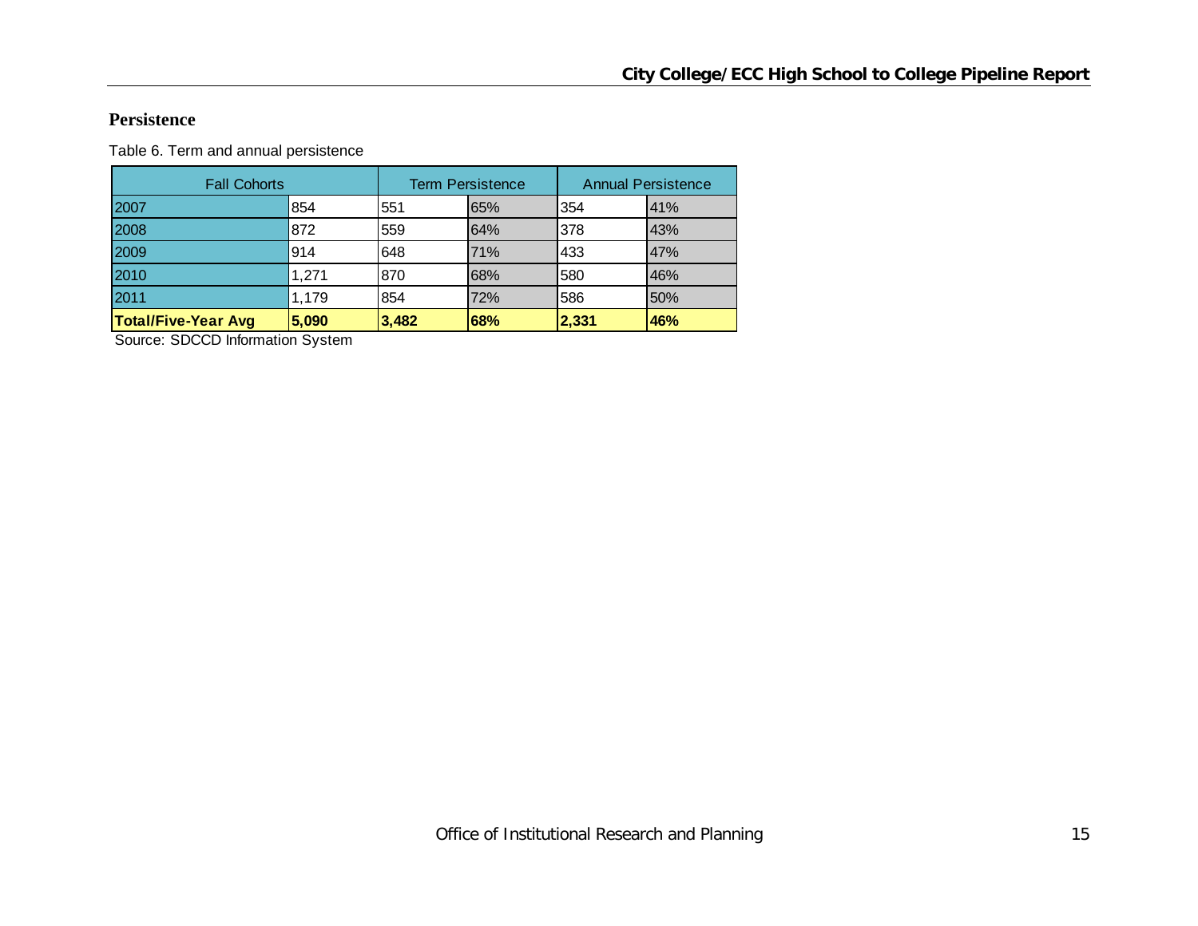## Persistence

Table 6. Term and annual persistence

| Fall Cohorts | | Term Persistence | | Annual Persistence | |
|---|---|---|---|---|---|
| 2007 | 854 | 551 | 65% | 354 | 41% |
| 2008 | 872 | 559 | 64% | 378 | 43% |
| 2009 | 914 | 648 | 71% | 433 | 47% |
| 2010 | 1,271 | 870 | 68% | 580 | 46% |
| 2011 | 1,179 | 854 | 72% | 586 | 50% |
| **Total/Five-Year Avg** | **5,090** | **3,482** | **68%** | **2,331** | **46%** |

Source: SDCCD Information System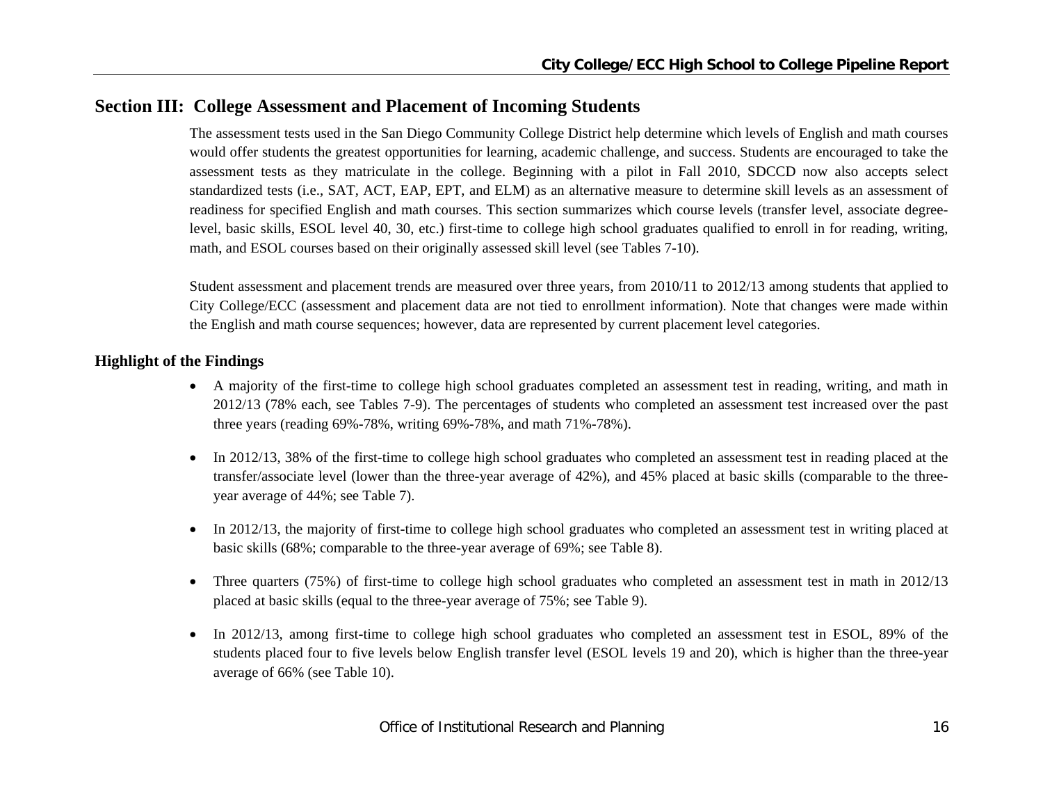## Section III: College Assessment and Placement of Incoming Students

The assessment tests used in the San Diego Community College District help determine which levels of English and math courses would offer students the greatest opportunities for learning, academic challenge, and success. Students are encouraged to take the assessment tests as they matriculate in the college. Beginning with a pilot in Fall 2010, SDCCD now also accepts select standardized tests (i.e., SAT, ACT, EAP, EPT, and ELM) as an alternative measure to determine skill levels as an assessment of readiness for specified English and math courses. This section summarizes which course levels (transfer level, associate degree-level, basic skills, ESOL level 40, 30, etc.) first-time to college high school graduates qualified to enroll in for reading, writing, math, and ESOL courses based on their originally assessed skill level (see Tables 7-10).

Student assessment and placement trends are measured over three years, from 2010/11 to 2012/13 among students that applied to City College/ECC (assessment and placement data are not tied to enrollment information). Note that changes were made within the English and math course sequences; however, data are represented by current placement level categories.

### Highlight of the Findings

- A majority of the first-time to college high school graduates completed an assessment test in reading, writing, and math in 2012/13 (78% each, see Tables 7-9). The percentages of students who completed an assessment test increased over the past three years (reading 69%-78%, writing 69%-78%, and math 71%-78%).
- In 2012/13, 38% of the first-time to college high school graduates who completed an assessment test in reading placed at the transfer/associate level (lower than the three-year average of 42%), and 45% placed at basic skills (comparable to the three-year average of 44%; see Table 7).
- In 2012/13, the majority of first-time to college high school graduates who completed an assessment test in writing placed at basic skills (68%; comparable to the three-year average of 69%; see Table 8).
- Three quarters (75%) of first-time to college high school graduates who completed an assessment test in math in 2012/13 placed at basic skills (equal to the three-year average of 75%; see Table 9).
- In 2012/13, among first-time to college high school graduates who completed an assessment test in ESOL, 89% of the students placed four to five levels below English transfer level (ESOL levels 19 and 20), which is higher than the three-year average of 66% (see Table 10).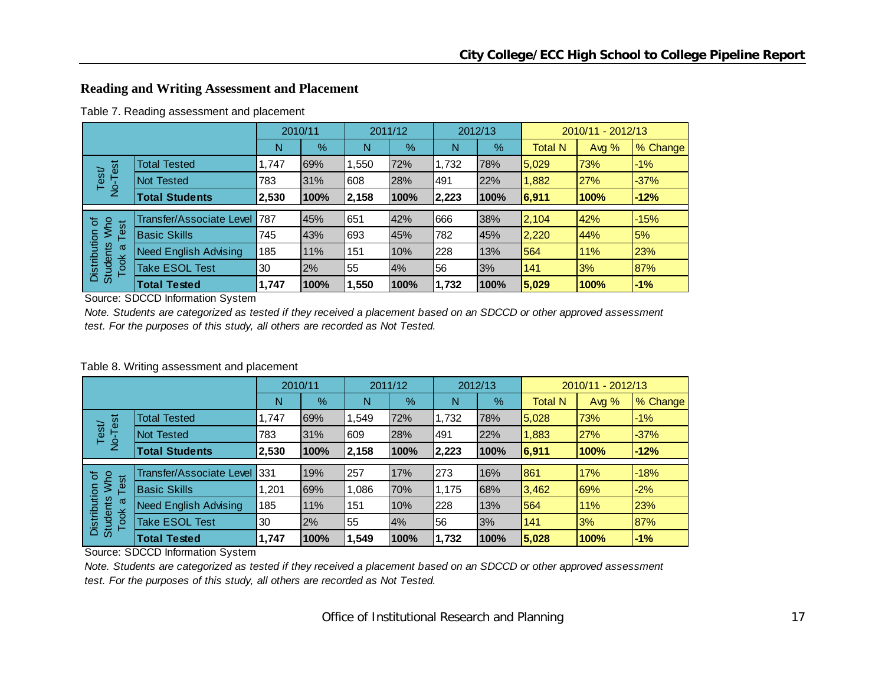## Reading and Writing Assessment and Placement

Table 7. Reading assessment and placement

| | | 2010/11 | | 2011/12 | | 2012/13 | | 2010/11 - 2012/13 | | |
|---|---|---|---|---|---|---|---|---|---|---|
| | | N | % | N | % | N | % | Total N | Avg % | % Change |
| Test/ No-Test | Total Tested | 1,747 | 69% | 1,550 | 72% | 1,732 | 78% | 5,029 | 73% | -1% |
| | Not Tested | 783 | 31% | 608 | 28% | 491 | 22% | 1,882 | 27% | -37% |
| | **Total Students** | **2,530** | **100%** | **2,158** | **100%** | **2,223** | **100%** | **6,911** | **100%** | **-12%** |
| Distribution of Students Who Took a Test | Transfer/Associate Level | 787 | 45% | 651 | 42% | 666 | 38% | 2,104 | 42% | -15% |
| | Basic Skills | 745 | 43% | 693 | 45% | 782 | 45% | 2,220 | 44% | 5% |
| | Need English Advising | 185 | 11% | 151 | 10% | 228 | 13% | 564 | 11% | 23% |
| | Take ESOL Test | 30 | 2% | 55 | 4% | 56 | 3% | 141 | 3% | 87% |
| | **Total Tested** | **1,747** | **100%** | **1,550** | **100%** | **1,732** | **100%** | **5,029** | **100%** | **-1%** |

Source: SDCCD Information System

*Note. Students are categorized as tested if they received a placement based on an SDCCD or other approved assessment test. For the purposes of this study, all others are recorded as Not Tested.*

Table 8. Writing assessment and placement

| | | 2010/11 | | 2011/12 | | 2012/13 | | 2010/11 - 2012/13 | | |
|---|---|---|---|---|---|---|---|---|---|---|
| | | N | % | N | % | N | % | Total N | Avg % | % Change |
| Test/ No-Test | Total Tested | 1,747 | 69% | 1,549 | 72% | 1,732 | 78% | 5,028 | 73% | -1% |
| | Not Tested | 783 | 31% | 609 | 28% | 491 | 22% | 1,883 | 27% | -37% |
| | **Total Students** | **2,530** | **100%** | **2,158** | **100%** | **2,223** | **100%** | **6,911** | **100%** | **-12%** |
| Distribution of Students Who Took a Test | Transfer/Associate Level | 331 | 19% | 257 | 17% | 273 | 16% | 861 | 17% | -18% |
| | Basic Skills | 1,201 | 69% | 1,086 | 70% | 1,175 | 68% | 3,462 | 69% | -2% |
| | Need English Advising | 185 | 11% | 151 | 10% | 228 | 13% | 564 | 11% | 23% |
| | Take ESOL Test | 30 | 2% | 55 | 4% | 56 | 3% | 141 | 3% | 87% |
| | **Total Tested** | **1,747** | **100%** | **1,549** | **100%** | **1,732** | **100%** | **5,028** | **100%** | **-1%** |

Source: SDCCD Information System

*Note. Students are categorized as tested if they received a placement based on an SDCCD or other approved assessment test. For the purposes of this study, all others are recorded as Not Tested.*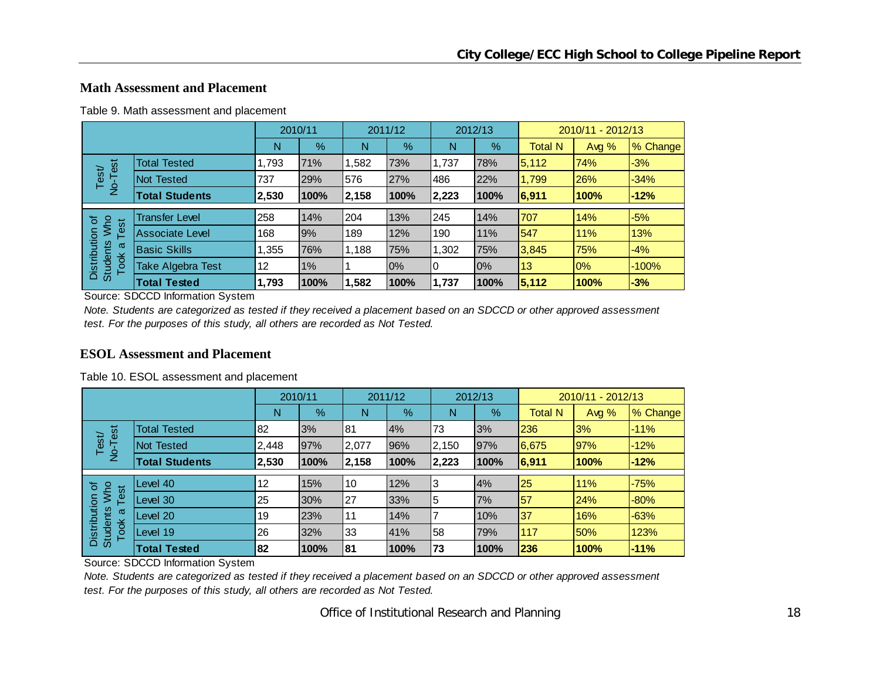## Math Assessment and Placement

Table 9. Math assessment and placement

| | | 2010/11 | | 2011/12 | | 2012/13 | | 2010/11 - 2012/13 | | |
|---|---|---|---|---|---|---|---|---|---|---|
| | | N | % | N | % | N | % | Total N | Avg % | % Change |
| Test/ No-Test | Total Tested | 1,793 | 71% | 1,582 | 73% | 1,737 | 78% | 5,112 | 74% | -3% |
| | Not Tested | 737 | 29% | 576 | 27% | 486 | 22% | 1,799 | 26% | -34% |
| | **Total Students** | **2,530** | **100%** | **2,158** | **100%** | **2,223** | **100%** | **6,911** | **100%** | **-12%** |
| Distribution of Students Who Took a Test | Transfer Level | 258 | 14% | 204 | 13% | 245 | 14% | 707 | 14% | -5% |
| | Associate Level | 168 | 9% | 189 | 12% | 190 | 11% | 547 | 11% | 13% |
| | Basic Skills | 1,355 | 76% | 1,188 | 75% | 1,302 | 75% | 3,845 | 75% | -4% |
| | Take Algebra Test | 12 | 1% | 1 | 0% | 0 | 0% | 13 | 0% | -100% |
| | **Total Tested** | **1,793** | **100%** | **1,582** | **100%** | **1,737** | **100%** | **5,112** | **100%** | **-3%** |

Source: SDCCD Information System

*Note. Students are categorized as tested if they received a placement based on an SDCCD or other approved assessment test. For the purposes of this study, all others are recorded as Not Tested.*

## ESOL Assessment and Placement

Table 10. ESOL assessment and placement

| | | 2010/11 | | 2011/12 | | 2012/13 | | 2010/11 - 2012/13 | | |
|---|---|---|---|---|---|---|---|---|---|---|
| | | N | % | N | % | N | % | Total N | Avg % | % Change |
| Test/ No-Test | Total Tested | 82 | 3% | 81 | 4% | 73 | 3% | 236 | 3% | -11% |
| | Not Tested | 2,448 | 97% | 2,077 | 96% | 2,150 | 97% | 6,675 | 97% | -12% |
| | **Total Students** | **2,530** | **100%** | **2,158** | **100%** | **2,223** | **100%** | **6,911** | **100%** | **-12%** |
| Distribution of Students Who Took a Test | Level 40 | 12 | 15% | 10 | 12% | 3 | 4% | 25 | 11% | -75% |
| | Level 30 | 25 | 30% | 27 | 33% | 5 | 7% | 57 | 24% | -80% |
| | Level 20 | 19 | 23% | 11 | 14% | 7 | 10% | 37 | 16% | -63% |
| | Level 19 | 26 | 32% | 33 | 41% | 58 | 79% | 117 | 50% | 123% |
| | **Total Tested** | **82** | **100%** | **81** | **100%** | **73** | **100%** | **236** | **100%** | **-11%** |

Source: SDCCD Information System

*Note. Students are categorized as tested if they received a placement based on an SDCCD or other approved assessment test. For the purposes of this study, all others are recorded as Not Tested.*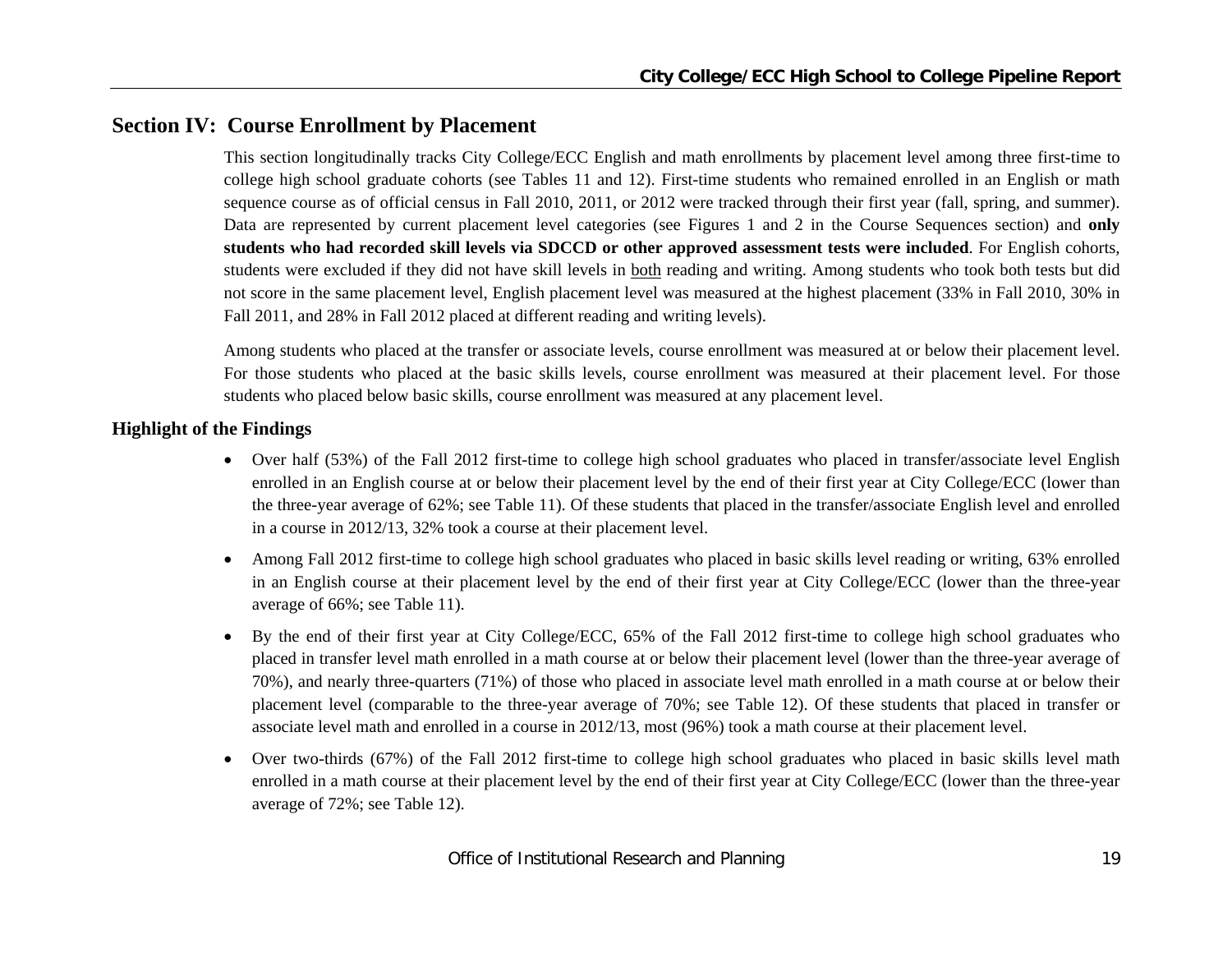## Section IV: Course Enrollment by Placement

This section longitudinally tracks City College/ECC English and math enrollments by placement level among three first-time to college high school graduate cohorts (see Tables 11 and 12). First-time students who remained enrolled in an English or math sequence course as of official census in Fall 2010, 2011, or 2012 were tracked through their first year (fall, spring, and summer). Data are represented by current placement level categories (see Figures 1 and 2 in the Course Sequences section) and **only students who had recorded skill levels via SDCCD or other approved assessment tests were included**. For English cohorts, students were excluded if they did not have skill levels in both reading and writing. Among students who took both tests but did not score in the same placement level, English placement level was measured at the highest placement (33% in Fall 2010, 30% in Fall 2011, and 28% in Fall 2012 placed at different reading and writing levels).

Among students who placed at the transfer or associate levels, course enrollment was measured at or below their placement level. For those students who placed at the basic skills levels, course enrollment was measured at their placement level. For those students who placed below basic skills, course enrollment was measured at any placement level.

### Highlight of the Findings

- Over half (53%) of the Fall 2012 first-time to college high school graduates who placed in transfer/associate level English enrolled in an English course at or below their placement level by the end of their first year at City College/ECC (lower than the three-year average of 62%; see Table 11). Of these students that placed in the transfer/associate English level and enrolled in a course in 2012/13, 32% took a course at their placement level.
- Among Fall 2012 first-time to college high school graduates who placed in basic skills level reading or writing, 63% enrolled in an English course at their placement level by the end of their first year at City College/ECC (lower than the three-year average of 66%; see Table 11).
- By the end of their first year at City College/ECC, 65% of the Fall 2012 first-time to college high school graduates who placed in transfer level math enrolled in a math course at or below their placement level (lower than the three-year average of 70%), and nearly three-quarters (71%) of those who placed in associate level math enrolled in a math course at or below their placement level (comparable to the three-year average of 70%; see Table 12). Of these students that placed in transfer or associate level math and enrolled in a course in 2012/13, most (96%) took a math course at their placement level.
- Over two-thirds (67%) of the Fall 2012 first-time to college high school graduates who placed in basic skills level math enrolled in a math course at their placement level by the end of their first year at City College/ECC (lower than the three-year average of 72%; see Table 12).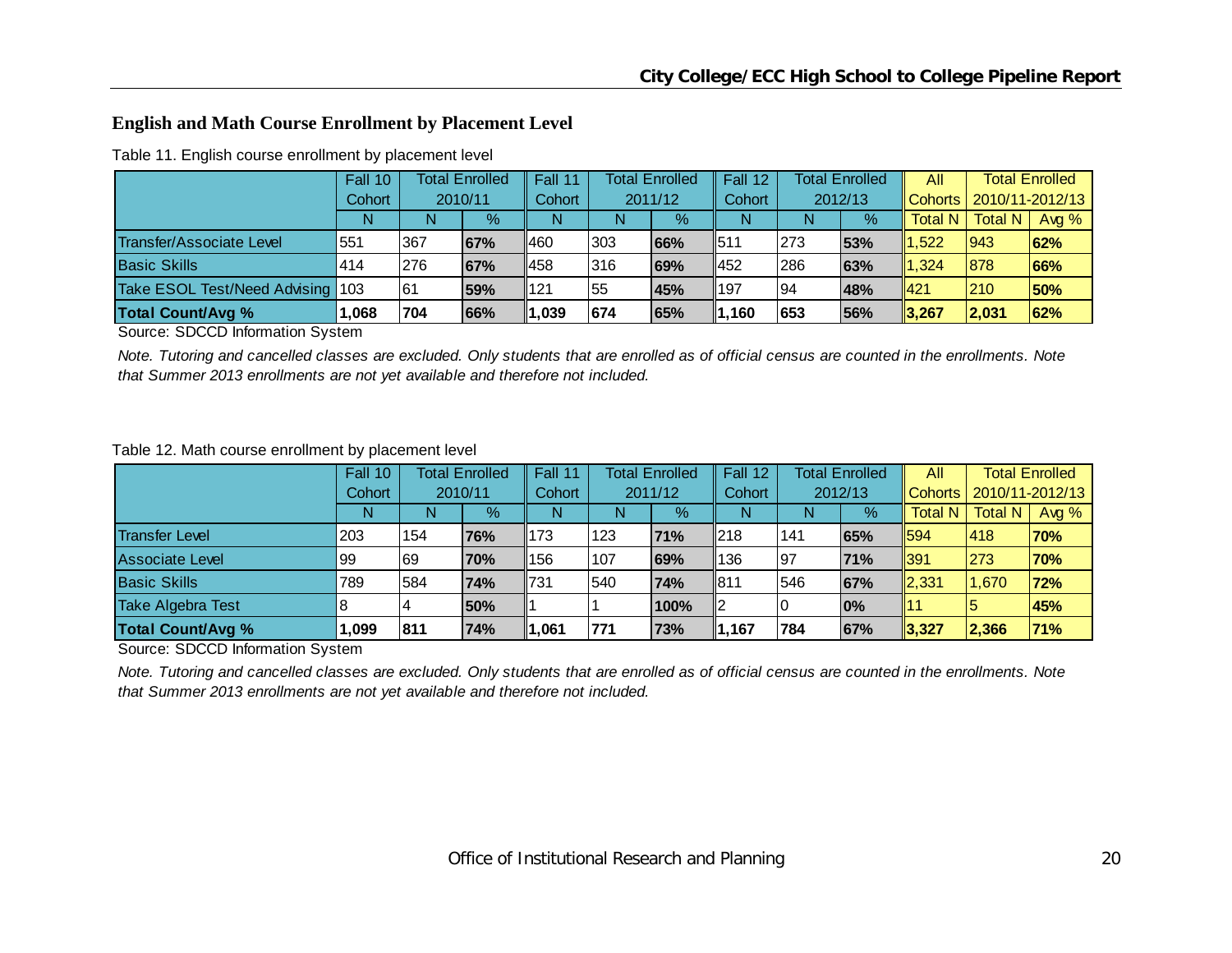## English and Math Course Enrollment by Placement Level

Table 11. English course enrollment by placement level

| | Fall 10 Cohort | Total Enrolled 2010/11 | | Fall 11 Cohort | Total Enrolled 2011/12 | | Fall 12 Cohort | Total Enrolled 2012/13 | | All Cohorts | Total Enrolled 2010/11-2012/13 | |
|---|---|---|---|---|---|---|---|---|---|---|---|---|
| | N | N | % | N | N | % | N | N | % | Total N | Total N | Avg % |
| Transfer/Associate Level | 551 | 367 | **67%** | 460 | 303 | **66%** | 511 | 273 | **53%** | 1,522 | 943 | **62%** |
| Basic Skills | 414 | 276 | **67%** | 458 | 316 | **69%** | 452 | 286 | **63%** | 1,324 | 878 | **66%** |
| Take ESOL Test/Need Advising | 103 | 61 | **59%** | 121 | 55 | **45%** | 197 | 94 | **48%** | 421 | 210 | **50%** |
| **Total Count/Avg %** | **1,068** | **704** | **66%** | **1,039** | **674** | **65%** | **1,160** | **653** | **56%** | **3,267** | **2,031** | **62%** |

Source: SDCCD Information System

*Note. Tutoring and cancelled classes are excluded. Only students that are enrolled as of official census are counted in the enrollments. Note that Summer 2013 enrollments are not yet available and therefore not included.*

Table 12. Math course enrollment by placement level

| | Fall 10 Cohort | Total Enrolled 2010/11 | | Fall 11 Cohort | Total Enrolled 2011/12 | | Fall 12 Cohort | Total Enrolled 2012/13 | | All Cohorts | Total Enrolled 2010/11-2012/13 | |
|---|---|---|---|---|---|---|---|---|---|---|---|---|
| | N | N | % | N | N | % | N | N | % | Total N | Total N | Avg % |
| Transfer Level | 203 | 154 | **76%** | 173 | 123 | **71%** | 218 | 141 | **65%** | 594 | 418 | **70%** |
| Associate Level | 99 | 69 | **70%** | 156 | 107 | **69%** | 136 | 97 | **71%** | 391 | 273 | **70%** |
| Basic Skills | 789 | 584 | **74%** | 731 | 540 | **74%** | 811 | 546 | **67%** | 2,331 | 1,670 | **72%** |
| Take Algebra Test | 8 | 4 | **50%** | 1 | 1 | **100%** | 2 | 0 | **0%** | 11 | 5 | **45%** |
| **Total Count/Avg %** | **1,099** | **811** | **74%** | **1,061** | **771** | **73%** | **1,167** | **784** | **67%** | **3,327** | **2,366** | **71%** |

Source: SDCCD Information System

*Note. Tutoring and cancelled classes are excluded. Only students that are enrolled as of official census are counted in the enrollments. Note that Summer 2013 enrollments are not yet available and therefore not included.*